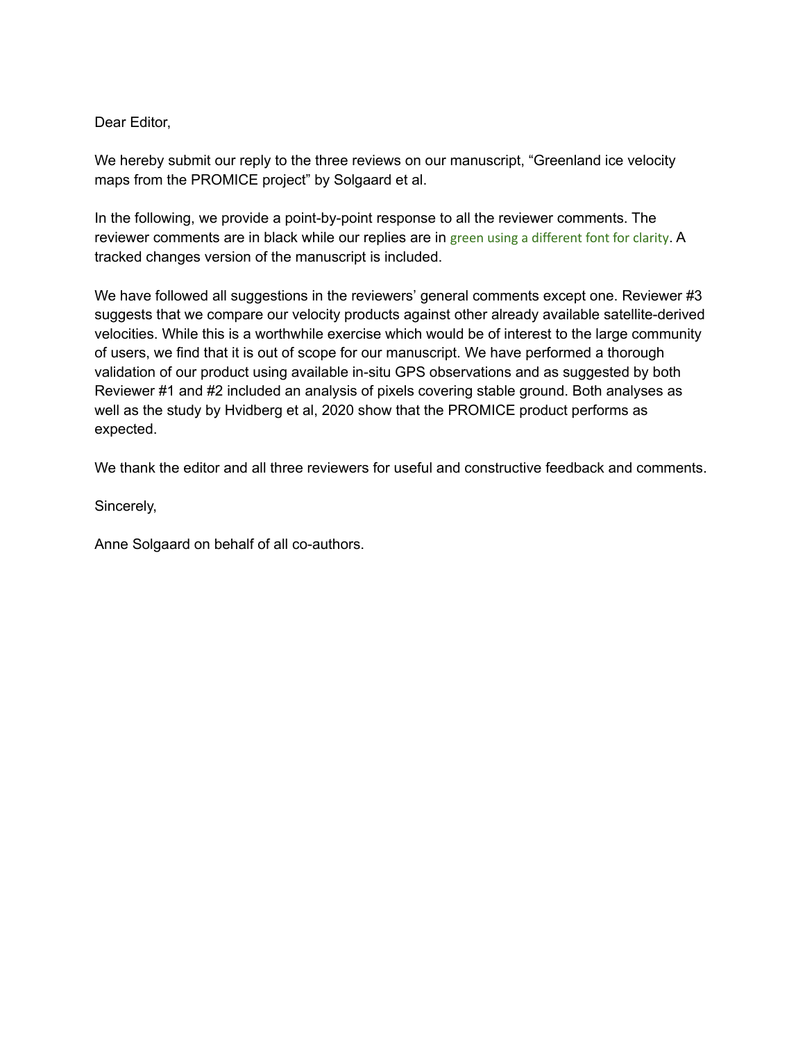Dear Editor,

We hereby submit our reply to the three reviews on our manuscript, “Greenland ice velocity maps from the PROMICE project” by Solgaard et al.

In the following, we provide a point-by-point response to all the reviewer comments. The reviewer comments are in black while our replies are in green using a different font for clarity. A tracked changes version of the manuscript is included.

We have followed all suggestions in the reviewers’ general comments except one. Reviewer #3 suggests that we compare our velocity products against other already available satellite-derived velocities. While this is a worthwhile exercise which would be of interest to the large community of users, we find that it is out of scope for our manuscript. We have performed a thorough validation of our product using available in-situ GPS observations and as suggested by both Reviewer #1 and #2 included an analysis of pixels covering stable ground. Both analyses as well as the study by Hvidberg et al, 2020 show that the PROMICE product performs as expected.

We thank the editor and all three reviewers for useful and constructive feedback and comments.

Sincerely,

Anne Solgaard on behalf of all co-authors.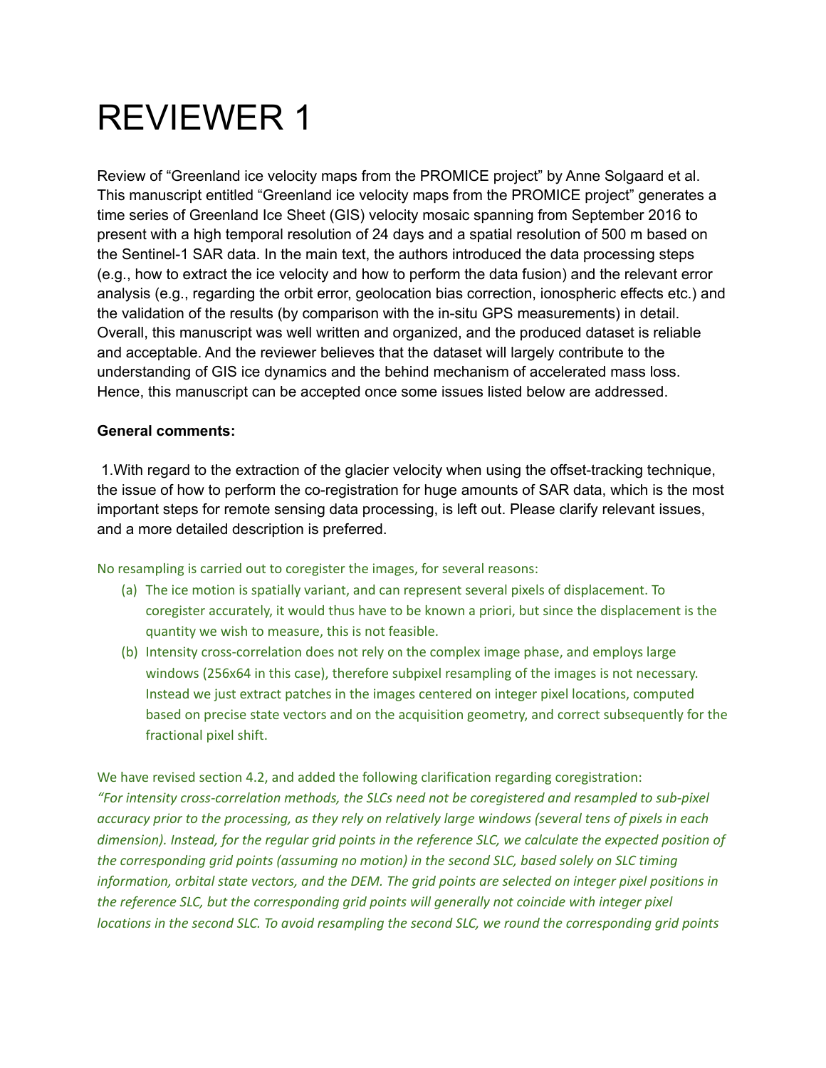# REVIEWER 1

Review of "Greenland ice velocity maps from the PROMICE project" by Anne Solgaard et al. This manuscript entitled "Greenland ice velocity maps from the PROMICE project" generates a time series of Greenland Ice Sheet (GIS) velocity mosaic spanning from September 2016 to present with a high temporal resolution of 24 days and a spatial resolution of 500 m based on the Sentinel-1 SAR data. In the main text, the authors introduced the data processing steps (e.g., how to extract the ice velocity and how to perform the data fusion) and the relevant error analysis (e.g., regarding the orbit error, geolocation bias correction, ionospheric effects etc.) and the validation of the results (by comparison with the in-situ GPS measurements) in detail. Overall, this manuscript was well written and organized, and the produced dataset is reliable and acceptable. And the reviewer believes that the dataset will largely contribute to the understanding of GIS ice dynamics and the behind mechanism of accelerated mass loss. Hence, this manuscript can be accepted once some issues listed below are addressed.

**General comments:**

1.With regard to the extraction of the glacier velocity when using the offset-tracking technique, the issue of how to perform the co-registration for huge amounts of SAR data, which is the most important steps for remote sensing data processing, is left out. Please clarify relevant issues, and a more detailed description is preferred.

No resampling is carried out to coregister the images, for several reasons:

(a) The ice motion is spatially variant, and can represent several pixels of displacement. To coregister accurately, it would thus have to be known a priori, but since the displacement is the quantity we wish to measure, this is not feasible.

(b) Intensity cross-correlation does not rely on the complex image phase, and employs large windows (256x64 in this case), therefore subpixel resampling of the images is not necessary. Instead we just extract patches in the images centered on integer pixel locations, computed based on precise state vectors and on the acquisition geometry, and correct subsequently for the fractional pixel shift.

We have revised section 4.2, and added the following clarification regarding coregistration:
*"For intensity cross-correlation methods, the SLCs need not be coregistered and resampled to sub-pixel accuracy prior to the processing, as they rely on relatively large windows (several tens of pixels in each dimension). Instead, for the regular grid points in the reference SLC, we calculate the expected position of the corresponding grid points (assuming no motion) in the second SLC, based solely on SLC timing information, orbital state vectors, and the DEM. The grid points are selected on integer pixel positions in the reference SLC, but the corresponding grid points will generally not coincide with integer pixel locations in the second SLC. To avoid resampling the second SLC, we round the corresponding grid points*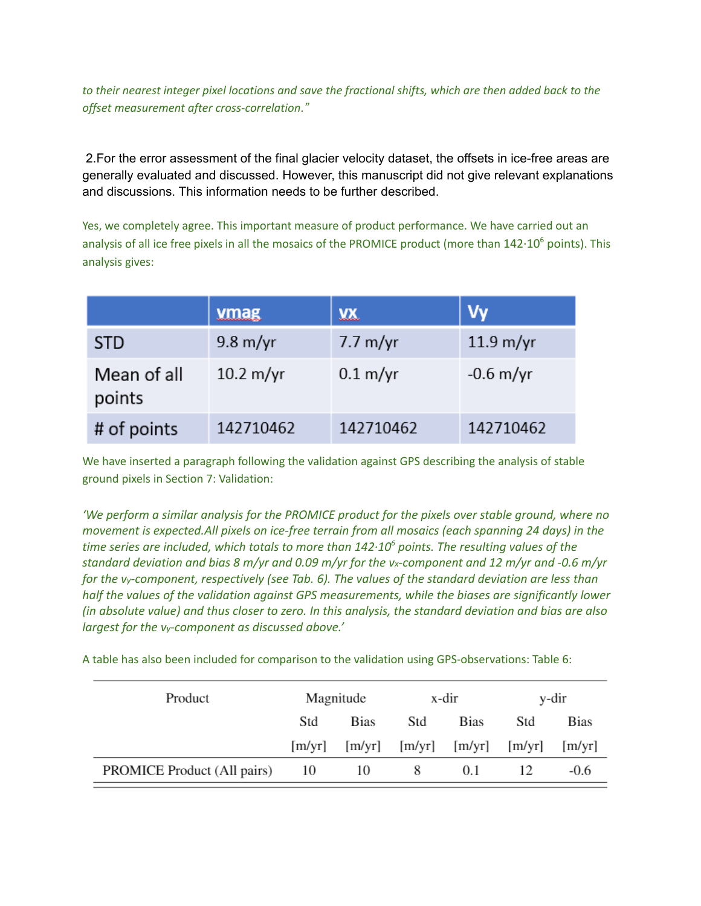*to their nearest integer pixel locations and save the fractional shifts, which are then added back to the offset measurement after cross-correlation."*

2.For the error assessment of the final glacier velocity dataset, the offsets in ice-free areas are generally evaluated and discussed. However, this manuscript did not give relevant explanations and discussions. This information needs to be further described.

Yes, we completely agree. This important measure of product performance. We have carried out an analysis of all ice free pixels in all the mosaics of the PROMICE product (more than $142{\cdot}10^6$ points). This analysis gives:

| | vmag | vx | Vy |
|---|---|---|---|
| STD | 9.8 m/yr | 7.7 m/yr | 11.9 m/yr |
| Mean of all points | 10.2 m/yr | 0.1 m/yr | -0.6 m/yr |
| # of points | 142710462 | 142710462 | 142710462 |

We have inserted a paragraph following the validation against GPS describing the analysis of stable ground pixels in Section 7: Validation:

*'We perform a similar analysis for the PROMICE product for the pixels over stable ground, where no movement is expected.All pixels on ice-free terrain from all mosaics (each spanning 24 days) in the time series are included, which totals to more than $142{\cdot}10^6$ points. The resulting values of the standard deviation and bias 8 m/yr and 0.09 m/yr for the $v_x$-component and 12 m/yr and -0.6 m/yr for the $v_y$-component, respectively (see Tab. 6). The values of the standard deviation are less than half the values of the validation against GPS measurements, while the biases are significantly lower (in absolute value) and thus closer to zero. In this analysis, the standard deviation and bias are also largest for the $v_y$-component as discussed above.'*

A table has also been included for comparison to the validation using GPS-observations: Table 6:

| Product | Magnitude | | x-dir | | y-dir | |
|---|---|---|---|---|---|---|
| | Std [m/yr] | Bias [m/yr] | Std [m/yr] | Bias [m/yr] | Std [m/yr] | Bias [m/yr] |
| PROMICE Product (All pairs) | 10 | 10 | 8 | 0.1 | 12 | -0.6 |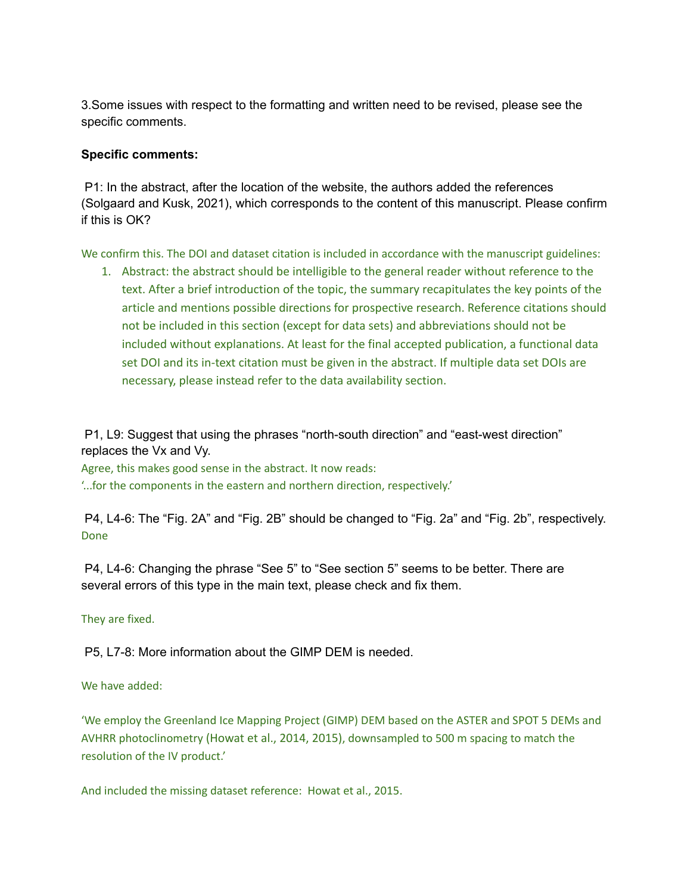3.Some issues with respect to the formatting and written need to be revised, please see the specific comments.

**Specific comments:**

P1: In the abstract, after the location of the website, the authors added the references (Solgaard and Kusk, 2021), which corresponds to the content of this manuscript. Please confirm if this is OK?

We confirm this. The DOI and dataset citation is included in accordance with the manuscript guidelines:

1. Abstract: the abstract should be intelligible to the general reader without reference to the text. After a brief introduction of the topic, the summary recapitulates the key points of the article and mentions possible directions for prospective research. Reference citations should not be included in this section (except for data sets) and abbreviations should not be included without explanations. At least for the final accepted publication, a functional data set DOI and its in-text citation must be given in the abstract. If multiple data set DOIs are necessary, please instead refer to the data availability section.

P1, L9: Suggest that using the phrases "north-south direction" and "east-west direction" replaces the Vx and Vy.

Agree, this makes good sense in the abstract. It now reads:

'...for the components in the eastern and northern direction, respectively.'

P4, L4-6: The "Fig. 2A" and "Fig. 2B" should be changed to "Fig. 2a" and "Fig. 2b", respectively.

Done

P4, L4-6: Changing the phrase "See 5" to "See section 5" seems to be better. There are several errors of this type in the main text, please check and fix them.

They are fixed.

P5, L7-8: More information about the GIMP DEM is needed.

We have added:

'We employ the Greenland Ice Mapping Project (GIMP) DEM based on the ASTER and SPOT 5 DEMs and AVHRR photoclinometry (Howat et al., 2014, 2015), downsampled to 500 m spacing to match the resolution of the IV product.'

And included the missing dataset reference: Howat et al., 2015.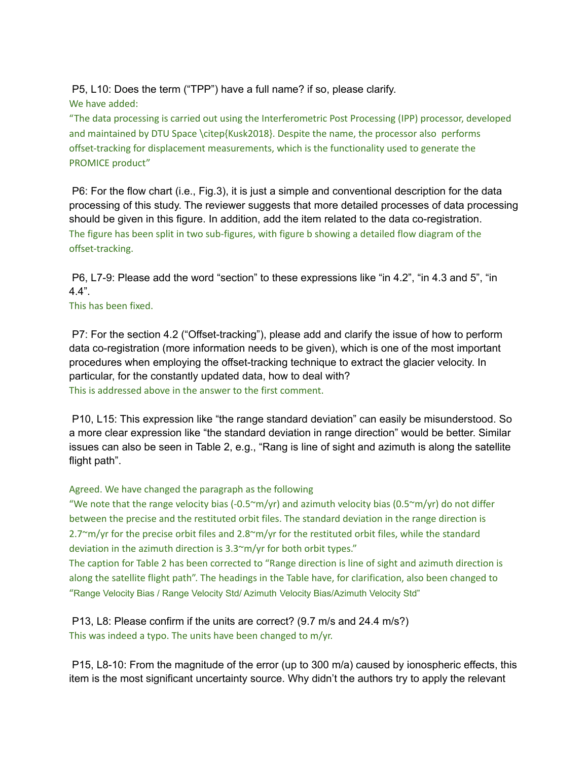P5, L10: Does the term ("TPP") have a full name? if so, please clarify.

We have added:

"The data processing is carried out using the Interferometric Post Processing (IPP) processor, developed and maintained by DTU Space \citep{Kusk2018}. Despite the name, the processor also performs offset-tracking for displacement measurements, which is the functionality used to generate the PROMICE product"

P6: For the flow chart (i.e., Fig.3), it is just a simple and conventional description for the data processing of this study. The reviewer suggests that more detailed processes of data processing should be given in this figure. In addition, add the item related to the data co-registration.

The figure has been split in two sub-figures, with figure b showing a detailed flow diagram of the offset-tracking.

P6, L7-9: Please add the word "section" to these expressions like "in 4.2", "in 4.3 and 5", "in 4.4".

This has been fixed.

P7: For the section 4.2 ("Offset-tracking"), please add and clarify the issue of how to perform data co-registration (more information needs to be given), which is one of the most important procedures when employing the offset-tracking technique to extract the glacier velocity. In particular, for the constantly updated data, how to deal with?

This is addressed above in the answer to the first comment.

P10, L15: This expression like "the range standard deviation" can easily be misunderstood. So a more clear expression like "the standard deviation in range direction" would be better. Similar issues can also be seen in Table 2, e.g., "Rang is line of sight and azimuth is along the satellite flight path".

Agreed. We have changed the paragraph as the following

"We note that the range velocity bias (-0.5~m/yr) and azimuth velocity bias (0.5~m/yr) do not differ between the precise and the restituted orbit files. The standard deviation in the range direction is 2.7~m/yr for the precise orbit files and 2.8~m/yr for the restituted orbit files, while the standard deviation in the azimuth direction is 3.3~m/yr for both orbit types."

The caption for Table 2 has been corrected to "Range direction is line of sight and azimuth direction is along the satellite flight path". The headings in the Table have, for clarification, also been changed to "Range Velocity Bias / Range Velocity Std/ Azimuth Velocity Bias/Azimuth Velocity Std"

P13, L8: Please confirm if the units are correct? (9.7 m/s and 24.4 m/s?)

This was indeed a typo. The units have been changed to m/yr.

P15, L8-10: From the magnitude of the error (up to 300 m/a) caused by ionospheric effects, this item is the most significant uncertainty source. Why didn't the authors try to apply the relevant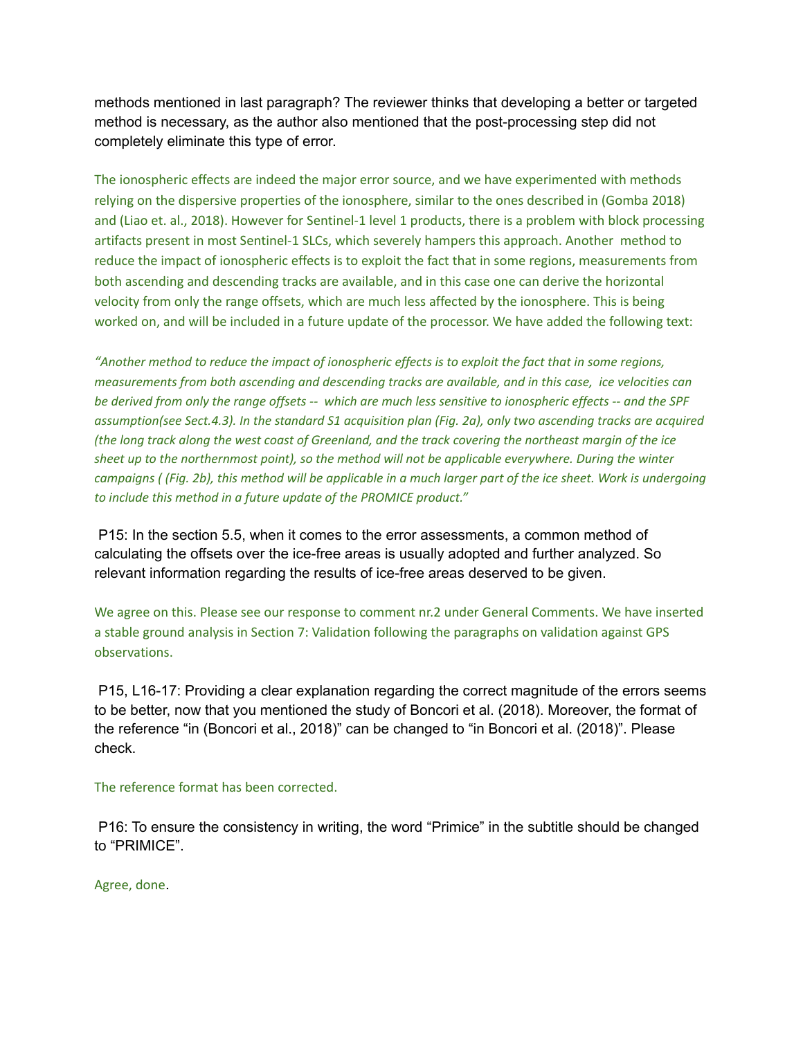methods mentioned in last paragraph? The reviewer thinks that developing a better or targeted method is necessary, as the author also mentioned that the post-processing step did not completely eliminate this type of error.

The ionospheric effects are indeed the major error source, and we have experimented with methods relying on the dispersive properties of the ionosphere, similar to the ones described in (Gomba 2018) and (Liao et. al., 2018). However for Sentinel-1 level 1 products, there is a problem with block processing artifacts present in most Sentinel-1 SLCs, which severely hampers this approach. Another method to reduce the impact of ionospheric effects is to exploit the fact that in some regions, measurements from both ascending and descending tracks are available, and in this case one can derive the horizontal velocity from only the range offsets, which are much less affected by the ionosphere. This is being worked on, and will be included in a future update of the processor. We have added the following text:

*"Another method to reduce the impact of ionospheric effects is to exploit the fact that in some regions, measurements from both ascending and descending tracks are available, and in this case, ice velocities can be derived from only the range offsets -- which are much less sensitive to ionospheric effects -- and the SPF assumption(see Sect.4.3). In the standard S1 acquisition plan (Fig. 2a), only two ascending tracks are acquired (the long track along the west coast of Greenland, and the track covering the northeast margin of the ice sheet up to the northernmost point), so the method will not be applicable everywhere. During the winter campaigns ( (Fig. 2b), this method will be applicable in a much larger part of the ice sheet. Work is undergoing to include this method in a future update of the PROMICE product."*

P15: In the section 5.5, when it comes to the error assessments, a common method of calculating the offsets over the ice-free areas is usually adopted and further analyzed. So relevant information regarding the results of ice-free areas deserved to be given.

We agree on this. Please see our response to comment nr.2 under General Comments. We have inserted a stable ground analysis in Section 7: Validation following the paragraphs on validation against GPS observations.

P15, L16-17: Providing a clear explanation regarding the correct magnitude of the errors seems to be better, now that you mentioned the study of Boncori et al. (2018). Moreover, the format of the reference "in (Boncori et al., 2018)" can be changed to "in Boncori et al. (2018)". Please check.

The reference format has been corrected.

P16: To ensure the consistency in writing, the word "Primice" in the subtitle should be changed to "PRIMICE".

Agree, done.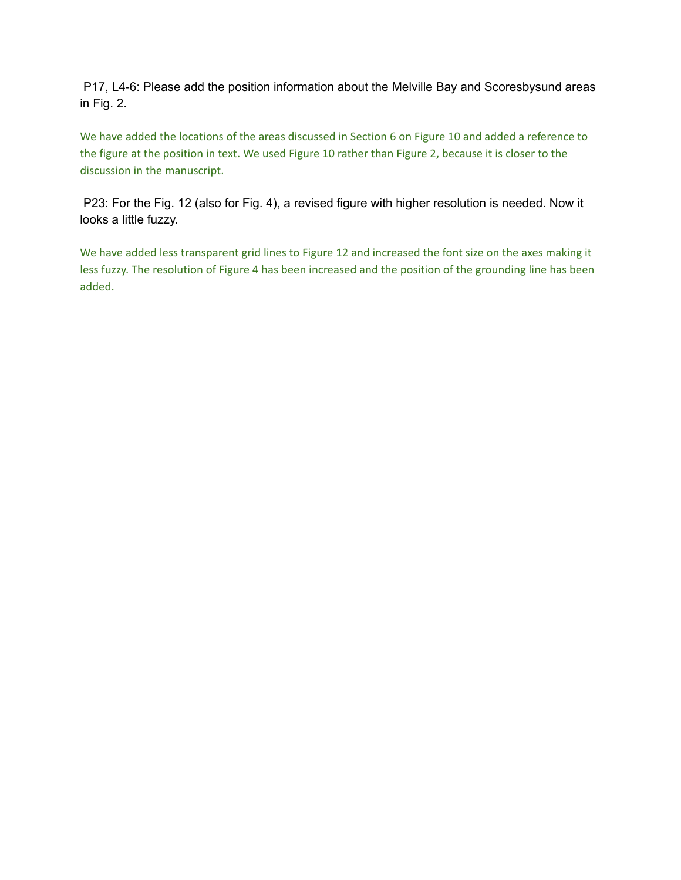P17, L4-6: Please add the position information about the Melville Bay and Scoresbysund areas in Fig. 2.

We have added the locations of the areas discussed in Section 6 on Figure 10 and added a reference to the figure at the position in text. We used Figure 10 rather than Figure 2, because it is closer to the discussion in the manuscript.

P23: For the Fig. 12 (also for Fig. 4), a revised figure with higher resolution is needed. Now it looks a little fuzzy.

We have added less transparent grid lines to Figure 12 and increased the font size on the axes making it less fuzzy. The resolution of Figure 4 has been increased and the position of the grounding line has been added.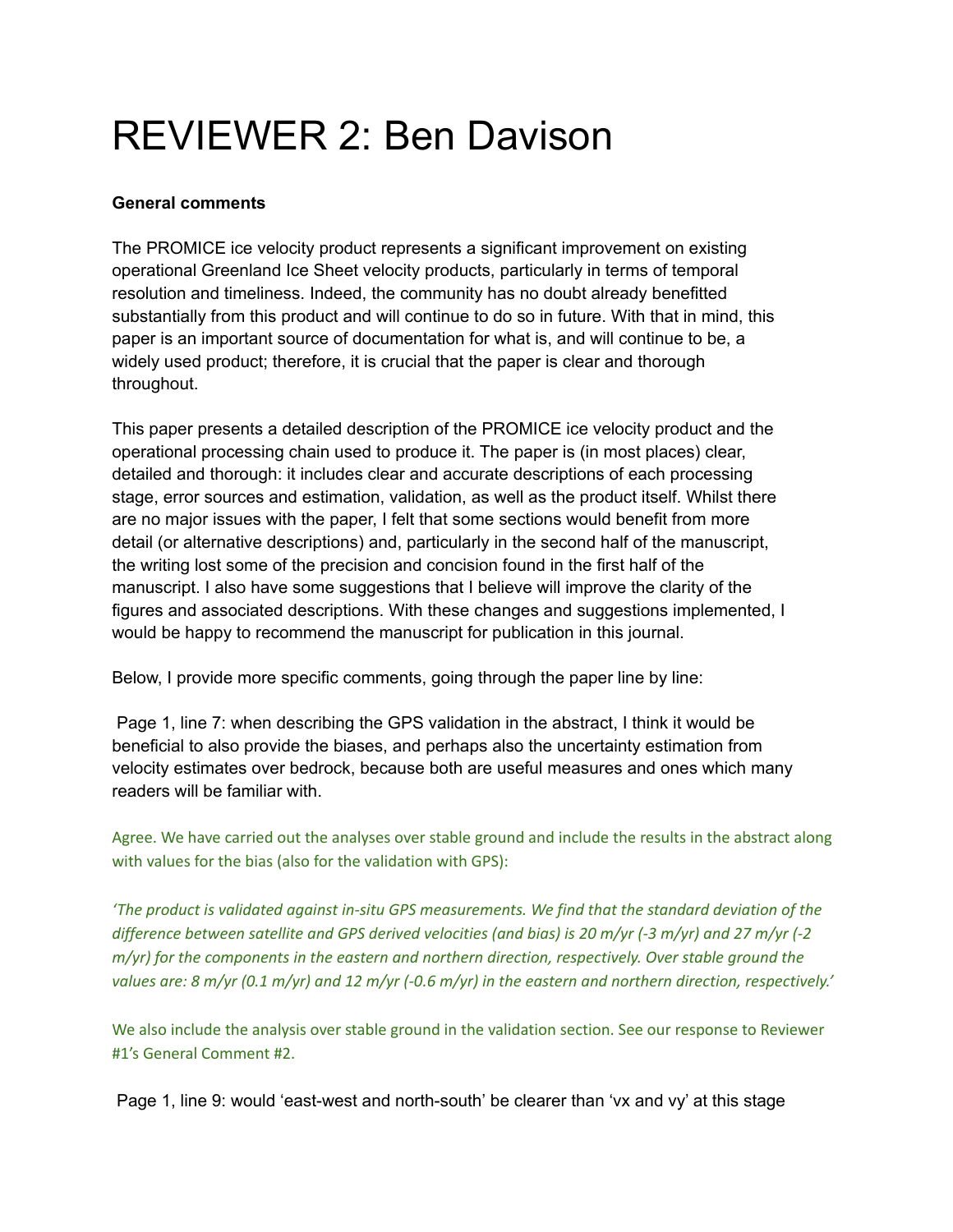# REVIEWER 2: Ben Davison

**General comments**

The PROMICE ice velocity product represents a significant improvement on existing operational Greenland Ice Sheet velocity products, particularly in terms of temporal resolution and timeliness. Indeed, the community has no doubt already benefitted substantially from this product and will continue to do so in future. With that in mind, this paper is an important source of documentation for what is, and will continue to be, a widely used product; therefore, it is crucial that the paper is clear and thorough throughout.

This paper presents a detailed description of the PROMICE ice velocity product and the operational processing chain used to produce it. The paper is (in most places) clear, detailed and thorough: it includes clear and accurate descriptions of each processing stage, error sources and estimation, validation, as well as the product itself. Whilst there are no major issues with the paper, I felt that some sections would benefit from more detail (or alternative descriptions) and, particularly in the second half of the manuscript, the writing lost some of the precision and concision found in the first half of the manuscript. I also have some suggestions that I believe will improve the clarity of the figures and associated descriptions. With these changes and suggestions implemented, I would be happy to recommend the manuscript for publication in this journal.

Below, I provide more specific comments, going through the paper line by line:

Page 1, line 7: when describing the GPS validation in the abstract, I think it would be beneficial to also provide the biases, and perhaps also the uncertainty estimation from velocity estimates over bedrock, because both are useful measures and ones which many readers will be familiar with.

Agree. We have carried out the analyses over stable ground and include the results in the abstract along with values for the bias (also for the validation with GPS):

*'The product is validated against in-situ GPS measurements. We find that the standard deviation of the difference between satellite and GPS derived velocities (and bias) is 20 m/yr (-3 m/yr) and 27 m/yr (-2 m/yr) for the components in the eastern and northern direction, respectively. Over stable ground the values are: 8 m/yr (0.1 m/yr) and 12 m/yr (-0.6 m/yr) in the eastern and northern direction, respectively.'*

We also include the analysis over stable ground in the validation section. See our response to Reviewer #1's General Comment #2.

Page 1, line 9: would 'east-west and north-south' be clearer than 'vx and vy' at this stage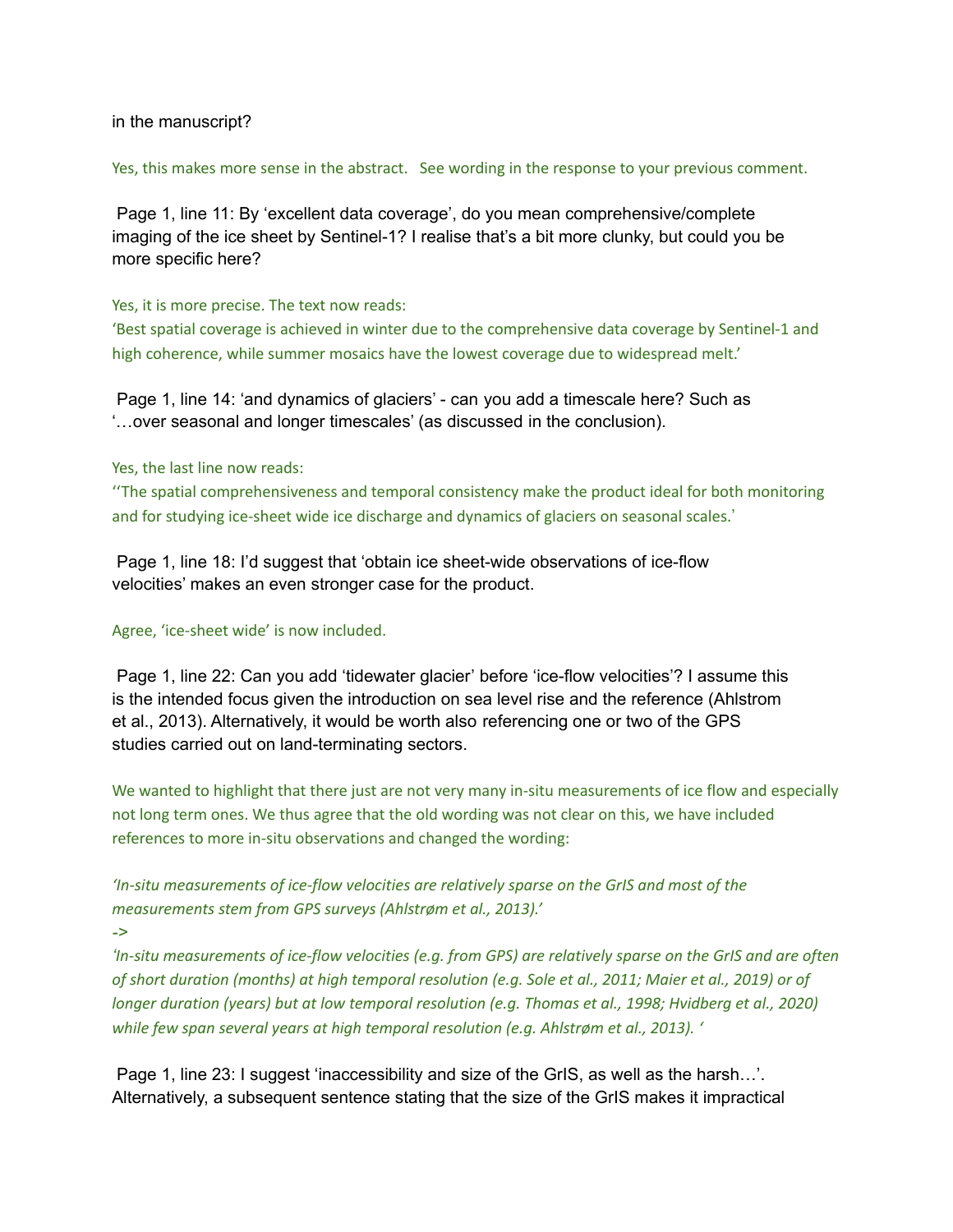in the manuscript?

Yes, this makes more sense in the abstract. See wording in the response to your previous comment.

Page 1, line 11: By 'excellent data coverage', do you mean comprehensive/complete imaging of the ice sheet by Sentinel-1? I realise that's a bit more clunky, but could you be more specific here?

Yes, it is more precise. The text now reads:
'Best spatial coverage is achieved in winter due to the comprehensive data coverage by Sentinel-1 and high coherence, while summer mosaics have the lowest coverage due to widespread melt.'

Page 1, line 14: 'and dynamics of glaciers' - can you add a timescale here? Such as '…over seasonal and longer timescales' (as discussed in the conclusion).

Yes, the last line now reads:
''The spatial comprehensiveness and temporal consistency make the product ideal for both monitoring and for studying ice-sheet wide ice discharge and dynamics of glaciers on seasonal scales.'

Page 1, line 18: I'd suggest that 'obtain ice sheet-wide observations of ice-flow velocities' makes an even stronger case for the product.

Agree, 'ice-sheet wide' is now included.

Page 1, line 22: Can you add 'tidewater glacier' before 'ice-flow velocities'? I assume this is the intended focus given the introduction on sea level rise and the reference (Ahlstrom et al., 2013). Alternatively, it would be worth also referencing one or two of the GPS studies carried out on land-terminating sectors.

We wanted to highlight that there just are not very many in-situ measurements of ice flow and especially not long term ones. We thus agree that the old wording was not clear on this, we have included references to more in-situ observations and changed the wording:

*'In-situ measurements of ice-flow velocities are relatively sparse on the GrIS and most of the measurements stem from GPS surveys (Ahlstrøm et al., 2013).'*

*->*

*'In-situ measurements of ice-flow velocities (e.g. from GPS) are relatively sparse on the GrIS and are often of short duration (months) at high temporal resolution (e.g. Sole et al., 2011; Maier et al., 2019) or of longer duration (years) but at low temporal resolution (e.g. Thomas et al., 1998; Hvidberg et al., 2020) while few span several years at high temporal resolution (e.g. Ahlstrøm et al., 2013). '*

Page 1, line 23: I suggest 'inaccessibility and size of the GrIS, as well as the harsh…'. Alternatively, a subsequent sentence stating that the size of the GrIS makes it impractical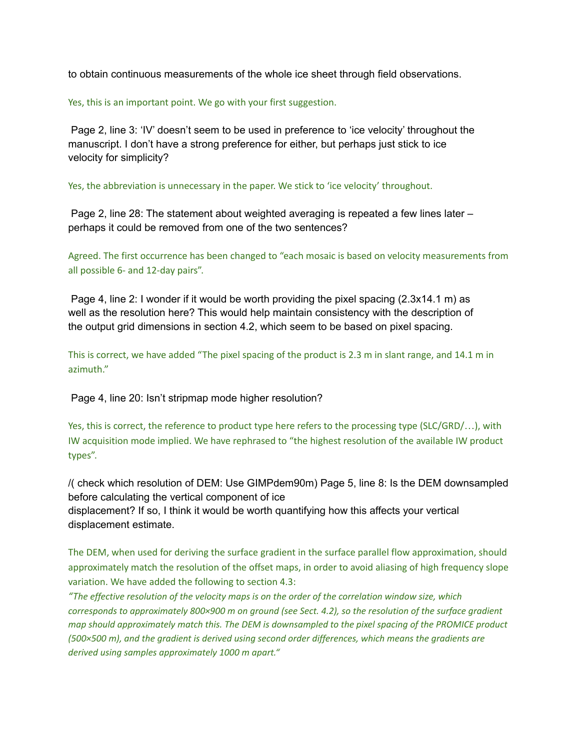to obtain continuous measurements of the whole ice sheet through field observations.

Yes, this is an important point. We go with your first suggestion.

Page 2, line 3: 'IV' doesn't seem to be used in preference to 'ice velocity' throughout the manuscript. I don't have a strong preference for either, but perhaps just stick to ice velocity for simplicity?

Yes, the abbreviation is unnecessary in the paper. We stick to 'ice velocity' throughout.

Page 2, line 28: The statement about weighted averaging is repeated a few lines later – perhaps it could be removed from one of the two sentences?

Agreed. The first occurrence has been changed to "each mosaic is based on velocity measurements from all possible 6- and 12-day pairs".

Page 4, line 2: I wonder if it would be worth providing the pixel spacing (2.3x14.1 m) as well as the resolution here? This would help maintain consistency with the description of the output grid dimensions in section 4.2, which seem to be based on pixel spacing.

This is correct, we have added "The pixel spacing of the product is 2.3 m in slant range, and 14.1 m in azimuth."

Page 4, line 20: Isn't stripmap mode higher resolution?

Yes, this is correct, the reference to product type here refers to the processing type (SLC/GRD/…), with IW acquisition mode implied. We have rephrased to "the highest resolution of the available IW product types".

/( check which resolution of DEM: Use GIMPdem90m) Page 5, line 8: Is the DEM downsampled before calculating the vertical component of ice displacement? If so, I think it would be worth quantifying how this affects your vertical displacement estimate.

The DEM, when used for deriving the surface gradient in the surface parallel flow approximation, should approximately match the resolution of the offset maps, in order to avoid aliasing of high frequency slope variation. We have added the following to section 4.3:

*"The effective resolution of the velocity maps is on the order of the correlation window size, which corresponds to approximately 800×900 m on ground (see Sect. 4.2), so the resolution of the surface gradient map should approximately match this. The DEM is downsampled to the pixel spacing of the PROMICE product (500×500 m), and the gradient is derived using second order differences, which means the gradients are derived using samples approximately 1000 m apart."*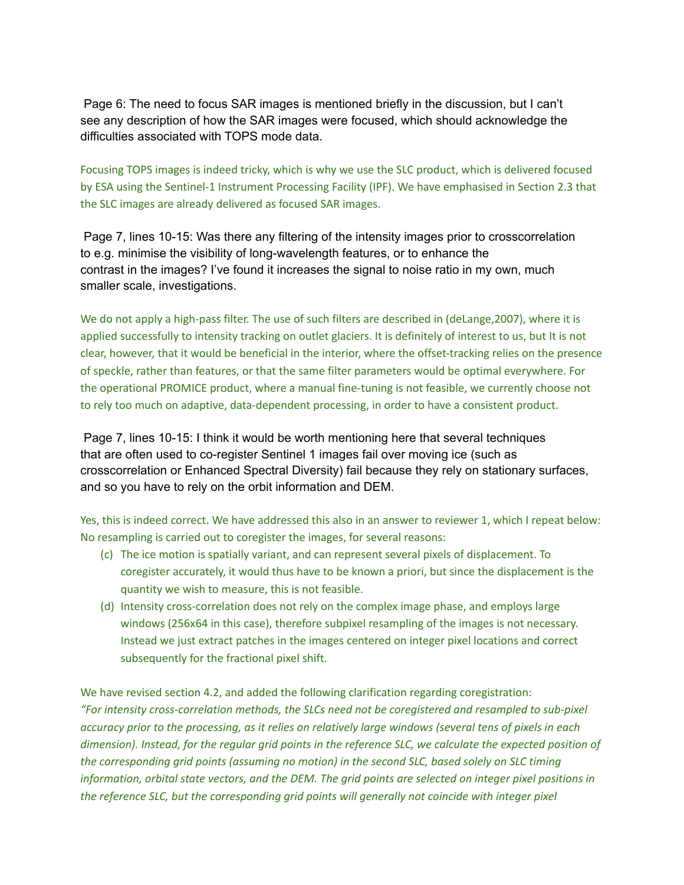Page 6: The need to focus SAR images is mentioned briefly in the discussion, but I can't see any description of how the SAR images were focused, which should acknowledge the difficulties associated with TOPS mode data.

Focusing TOPS images is indeed tricky, which is why we use the SLC product, which is delivered focused by ESA using the Sentinel-1 Instrument Processing Facility (IPF). We have emphasised in Section 2.3 that the SLC images are already delivered as focused SAR images.

Page 7, lines 10-15: Was there any filtering of the intensity images prior to crosscorrelation to e.g. minimise the visibility of long-wavelength features, or to enhance the contrast in the images? I've found it increases the signal to noise ratio in my own, much smaller scale, investigations.

We do not apply a high-pass filter. The use of such filters are described in (deLange,2007), where it is applied successfully to intensity tracking on outlet glaciers. It is definitely of interest to us, but It is not clear, however, that it would be beneficial in the interior, where the offset-tracking relies on the presence of speckle, rather than features, or that the same filter parameters would be optimal everywhere. For the operational PROMICE product, where a manual fine-tuning is not feasible, we currently choose not to rely too much on adaptive, data-dependent processing, in order to have a consistent product.

Page 7, lines 10-15: I think it would be worth mentioning here that several techniques that are often used to co-register Sentinel 1 images fail over moving ice (such as crosscorrelation or Enhanced Spectral Diversity) fail because they rely on stationary surfaces, and so you have to rely on the orbit information and DEM.

Yes, this is indeed correct. We have addressed this also in an answer to reviewer 1, which I repeat below: No resampling is carried out to coregister the images, for several reasons:

(c) The ice motion is spatially variant, and can represent several pixels of displacement. To coregister accurately, it would thus have to be known a priori, but since the displacement is the quantity we wish to measure, this is not feasible.

(d) Intensity cross-correlation does not rely on the complex image phase, and employs large windows (256x64 in this case), therefore subpixel resampling of the images is not necessary. Instead we just extract patches in the images centered on integer pixel locations and correct subsequently for the fractional pixel shift.

We have revised section 4.2, and added the following clarification regarding coregistration:
*"For intensity cross-correlation methods, the SLCs need not be coregistered and resampled to sub-pixel accuracy prior to the processing, as it relies on relatively large windows (several tens of pixels in each dimension). Instead, for the regular grid points in the reference SLC, we calculate the expected position of the corresponding grid points (assuming no motion) in the second SLC, based solely on SLC timing information, orbital state vectors, and the DEM. The grid points are selected on integer pixel positions in the reference SLC, but the corresponding grid points will generally not coincide with integer pixel*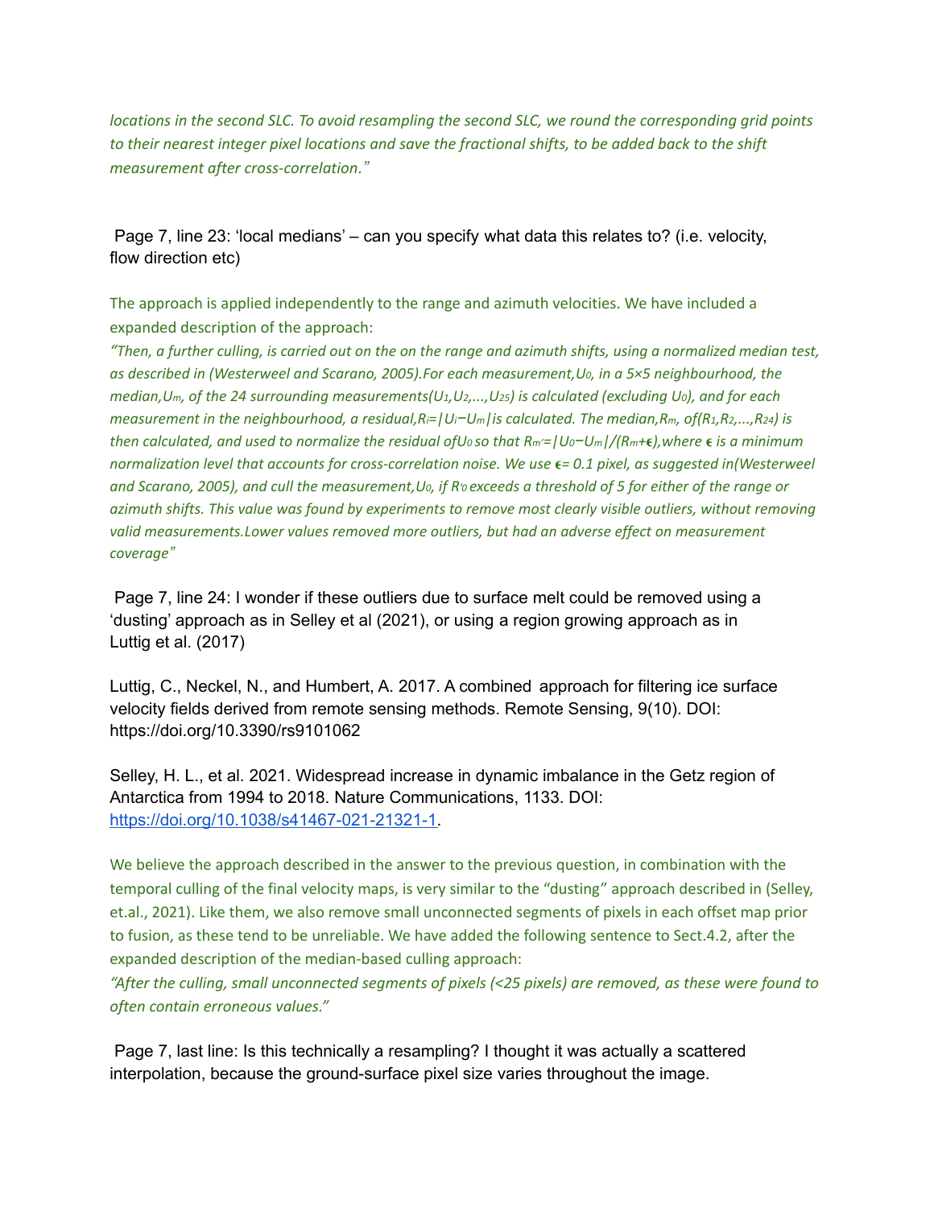*locations in the second SLC. To avoid resampling the second SLC, we round the corresponding grid points to their nearest integer pixel locations and save the fractional shifts, to be added back to the shift measurement after cross-correlation."*

Page 7, line 23: 'local medians' – can you specify what data this relates to? (i.e. velocity, flow direction etc)

The approach is applied independently to the range and azimuth velocities. We have included a expanded description of the approach:

*"Then, a further culling, is carried out on the on the range and azimuth shifts, using a normalized median test, as described in (Westerweel and Scarano, 2005).For each measurement,$U_0$, in a 5×5 neighbourhood, the median,$U_m$, of the 24 surrounding measurements($U_1,U_2,...,U_{25}$) is calculated (excluding $U_0$), and for each measurement in the neighbourhood, a residual,$R_i=|U_i-U_m|$is calculated. The median,$R_m$, of($R_1,R_2,...,R_{24}$) is then calculated, and used to normalize the residual of$U_0$ so that $R_{m'}=|U_0-U_m|/(R_m+\epsilon)$,where $\epsilon$ is a minimum normalization level that accounts for cross-correlation noise. We use $\epsilon$= 0.1 pixel, as suggested in(Westerweel and Scarano, 2005), and cull the measurement,$U_0$, if $R'_0$ exceeds a threshold of 5 for either of the range or azimuth shifts. This value was found by experiments to remove most clearly visible outliers, without removing valid measurements.Lower values removed more outliers, but had an adverse effect on measurement coverage"*

Page 7, line 24: I wonder if these outliers due to surface melt could be removed using a 'dusting' approach as in Selley et al (2021), or using a region growing approach as in Luttig et al. (2017)

Luttig, C., Neckel, N., and Humbert, A. 2017. A combined approach for filtering ice surface velocity fields derived from remote sensing methods. Remote Sensing, 9(10). DOI: https://doi.org/10.3390/rs9101062

Selley, H. L., et al. 2021. Widespread increase in dynamic imbalance in the Getz region of Antarctica from 1994 to 2018. Nature Communications, 1133. DOI: https://doi.org/10.1038/s41467-021-21321-1.

We believe the approach described in the answer to the previous question, in combination with the temporal culling of the final velocity maps, is very similar to the "dusting" approach described in (Selley, et.al., 2021). Like them, we also remove small unconnected segments of pixels in each offset map prior to fusion, as these tend to be unreliable. We have added the following sentence to Sect.4.2, after the expanded description of the median-based culling approach:

*"After the culling, small unconnected segments of pixels (<25 pixels) are removed, as these were found to often contain erroneous values."*

Page 7, last line: Is this technically a resampling? I thought it was actually a scattered interpolation, because the ground-surface pixel size varies throughout the image.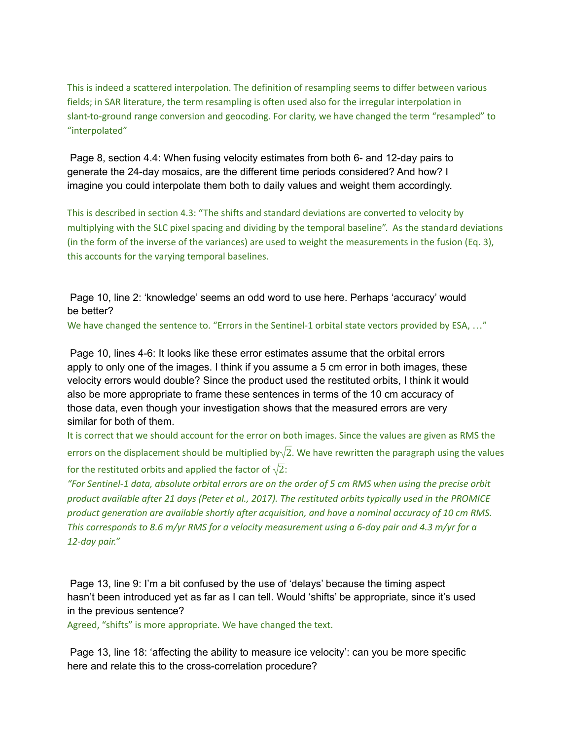This is indeed a scattered interpolation. The definition of resampling seems to differ between various fields; in SAR literature, the term resampling is often used also for the irregular interpolation in slant-to-ground range conversion and geocoding. For clarity, we have changed the term "resampled" to "interpolated"

Page 8, section 4.4: When fusing velocity estimates from both 6- and 12-day pairs to generate the 24-day mosaics, are the different time periods considered? And how? I imagine you could interpolate them both to daily values and weight them accordingly.

This is described in section 4.3: "The shifts and standard deviations are converted to velocity by multiplying with the SLC pixel spacing and dividing by the temporal baseline". As the standard deviations (in the form of the inverse of the variances) are used to weight the measurements in the fusion (Eq. 3), this accounts for the varying temporal baselines.

Page 10, line 2: 'knowledge' seems an odd word to use here. Perhaps 'accuracy' would be better?

We have changed the sentence to. "Errors in the Sentinel-1 orbital state vectors provided by ESA, …"

Page 10, lines 4-6: It looks like these error estimates assume that the orbital errors apply to only one of the images. I think if you assume a 5 cm error in both images, these velocity errors would double? Since the product used the restituted orbits, I think it would also be more appropriate to frame these sentences in terms of the 10 cm accuracy of those data, even though your investigation shows that the measured errors are very similar for both of them.

It is correct that we should account for the error on both images. Since the values are given as RMS the errors on the displacement should be multiplied by $\sqrt{2}$. We have rewritten the paragraph using the values for the restituted orbits and applied the factor of $\sqrt{2}$:

*"For Sentinel-1 data, absolute orbital errors are on the order of 5 cm RMS when using the precise orbit product available after 21 days (Peter et al., 2017). The restituted orbits typically used in the PROMICE product generation are available shortly after acquisition, and have a nominal accuracy of 10 cm RMS. This corresponds to 8.6 m/yr RMS for a velocity measurement using a 6-day pair and 4.3 m/yr for a 12-day pair."*

Page 13, line 9: I'm a bit confused by the use of 'delays' because the timing aspect hasn't been introduced yet as far as I can tell. Would 'shifts' be appropriate, since it's used in the previous sentence?

Agreed, "shifts" is more appropriate. We have changed the text.

Page 13, line 18: 'affecting the ability to measure ice velocity': can you be more specific here and relate this to the cross-correlation procedure?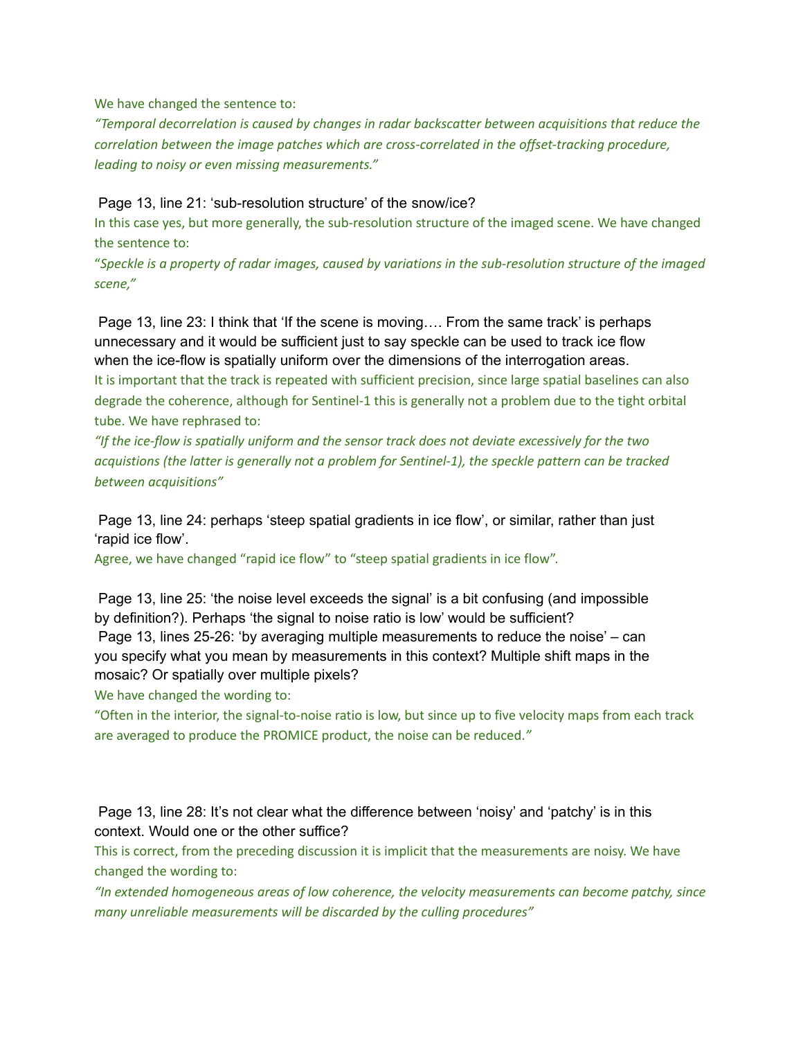We have changed the sentence to:

*"Temporal decorrelation is caused by changes in radar backscatter between acquisitions that reduce the correlation between the image patches which are cross-correlated in the offset-tracking procedure, leading to noisy or even missing measurements."*

Page 13, line 21: 'sub-resolution structure' of the snow/ice?

In this case yes, but more generally, the sub-resolution structure of the imaged scene. We have changed the sentence to:

"*Speckle is a property of radar images, caused by variations in the sub-resolution structure of the imaged scene,"*

Page 13, line 23: I think that 'If the scene is moving…. From the same track' is perhaps unnecessary and it would be sufficient just to say speckle can be used to track ice flow when the ice-flow is spatially uniform over the dimensions of the interrogation areas.

It is important that the track is repeated with sufficient precision, since large spatial baselines can also degrade the coherence, although for Sentinel-1 this is generally not a problem due to the tight orbital tube. We have rephrased to:

*"If the ice-flow is spatially uniform and the sensor track does not deviate excessively for the two acquistions (the latter is generally not a problem for Sentinel-1), the speckle pattern can be tracked between acquisitions"*

Page 13, line 24: perhaps 'steep spatial gradients in ice flow', or similar, rather than just 'rapid ice flow'.

Agree, we have changed "rapid ice flow" to "steep spatial gradients in ice flow".

Page 13, line 25: 'the noise level exceeds the signal' is a bit confusing (and impossible by definition?). Perhaps 'the signal to noise ratio is low' would be sufficient?

Page 13, lines 25-26: 'by averaging multiple measurements to reduce the noise' – can you specify what you mean by measurements in this context? Multiple shift maps in the mosaic? Or spatially over multiple pixels?

We have changed the wording to:

"Often in the interior, the signal-to-noise ratio is low, but since up to five velocity maps from each track are averaged to produce the PROMICE product, the noise can be reduced."

Page 13, line 28: It's not clear what the difference between 'noisy' and 'patchy' is in this context. Would one or the other suffice?

This is correct, from the preceding discussion it is implicit that the measurements are noisy. We have changed the wording to:

*"In extended homogeneous areas of low coherence, the velocity measurements can become patchy, since many unreliable measurements will be discarded by the culling procedures"*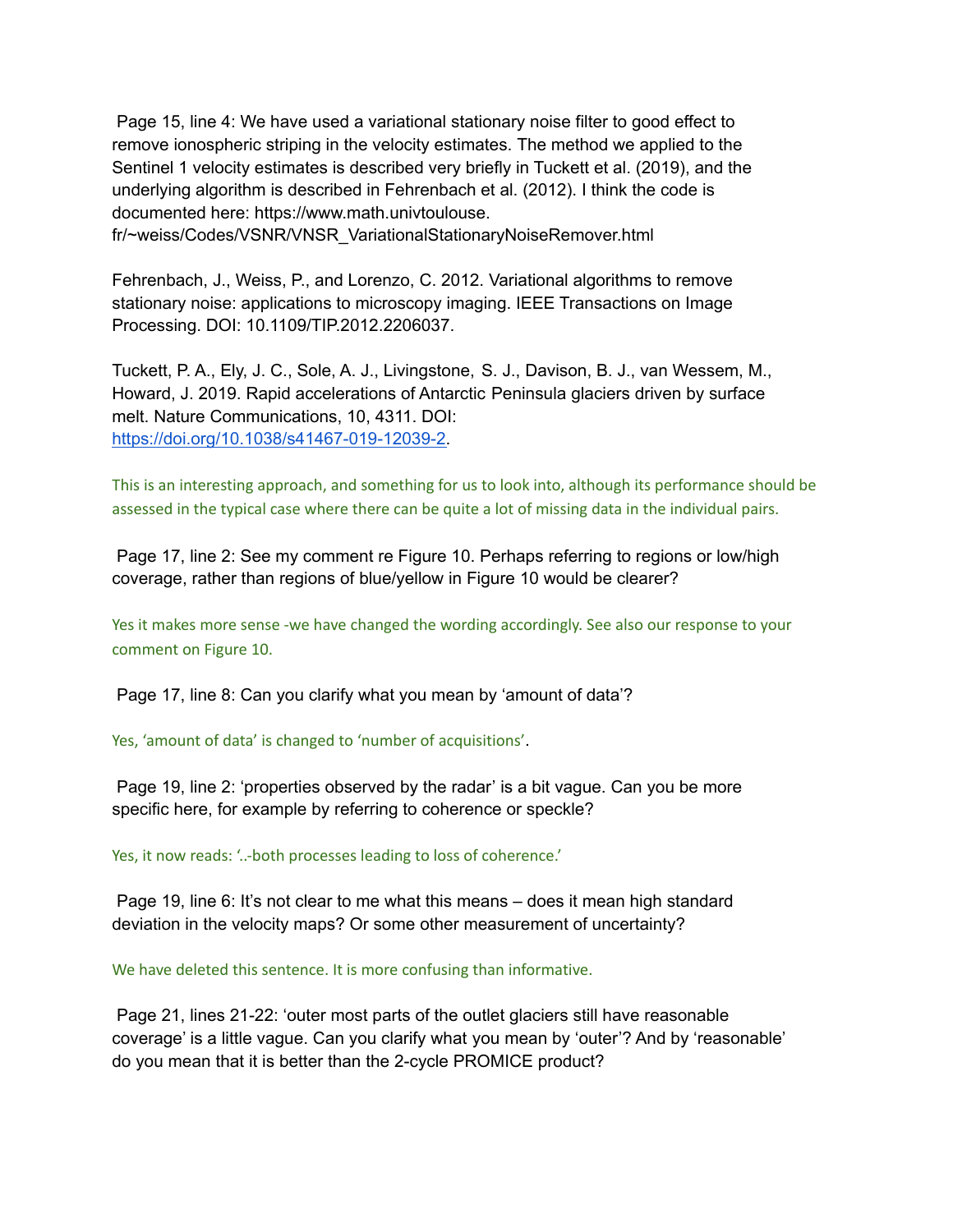Page 15, line 4: We have used a variational stationary noise filter to good effect to remove ionospheric striping in the velocity estimates. The method we applied to the Sentinel 1 velocity estimates is described very briefly in Tuckett et al. (2019), and the underlying algorithm is described in Fehrenbach et al. (2012). I think the code is documented here: https://www.math.univtoulouse.fr/~weiss/Codes/VSNR/VNSR_VariationalStationaryNoiseRemover.html

Fehrenbach, J., Weiss, P., and Lorenzo, C. 2012. Variational algorithms to remove stationary noise: applications to microscopy imaging. IEEE Transactions on Image Processing. DOI: 10.1109/TIP.2012.2206037.

Tuckett, P. A., Ely, J. C., Sole, A. J., Livingstone, S. J., Davison, B. J., van Wessem, M., Howard, J. 2019. Rapid accelerations of Antarctic Peninsula glaciers driven by surface melt. Nature Communications, 10, 4311. DOI: https://doi.org/10.1038/s41467-019-12039-2.

This is an interesting approach, and something for us to look into, although its performance should be assessed in the typical case where there can be quite a lot of missing data in the individual pairs.

Page 17, line 2: See my comment re Figure 10. Perhaps referring to regions or low/high coverage, rather than regions of blue/yellow in Figure 10 would be clearer?

Yes it makes more sense -we have changed the wording accordingly. See also our response to your comment on Figure 10.

Page 17, line 8: Can you clarify what you mean by 'amount of data'?

Yes, 'amount of data' is changed to 'number of acquisitions'.

Page 19, line 2: 'properties observed by the radar' is a bit vague. Can you be more specific here, for example by referring to coherence or speckle?

Yes, it now reads: '..-both processes leading to loss of coherence.'

Page 19, line 6: It's not clear to me what this means – does it mean high standard deviation in the velocity maps? Or some other measurement of uncertainty?

We have deleted this sentence. It is more confusing than informative.

Page 21, lines 21-22: 'outer most parts of the outlet glaciers still have reasonable coverage' is a little vague. Can you clarify what you mean by 'outer'? And by 'reasonable' do you mean that it is better than the 2-cycle PROMICE product?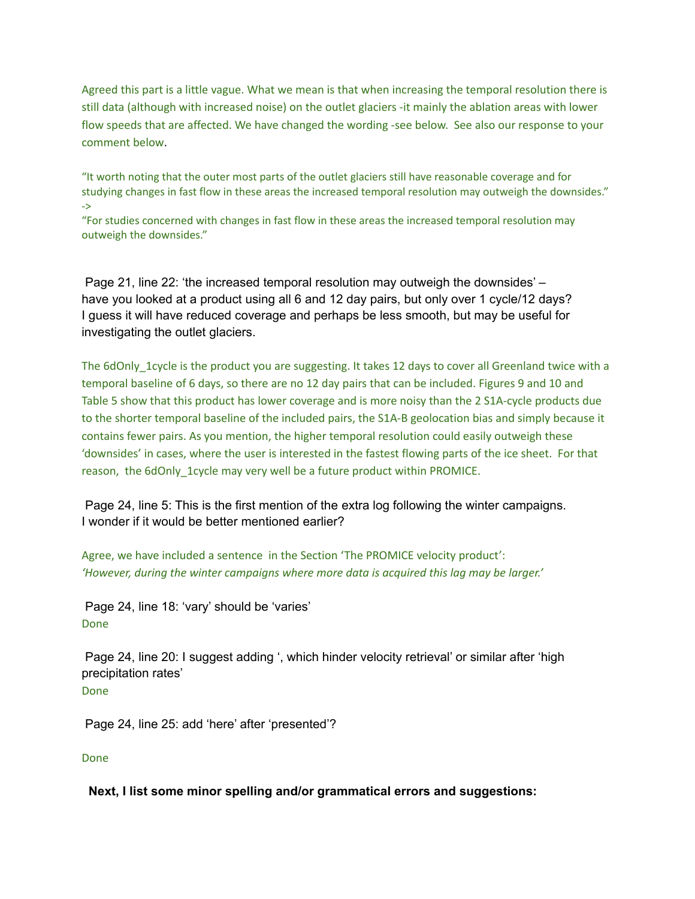Agreed this part is a little vague. What we mean is that when increasing the temporal resolution there is still data (although with increased noise) on the outlet glaciers -it mainly the ablation areas with lower flow speeds that are affected. We have changed the wording -see below. See also our response to your comment below.

"It worth noting that the outer most parts of the outlet glaciers still have reasonable coverage and for studying changes in fast flow in these areas the increased temporal resolution may outweigh the downsides." ->
"For studies concerned with changes in fast flow in these areas the increased temporal resolution may outweigh the downsides."

Page 21, line 22: 'the increased temporal resolution may outweigh the downsides' – have you looked at a product using all 6 and 12 day pairs, but only over 1 cycle/12 days? I guess it will have reduced coverage and perhaps be less smooth, but may be useful for investigating the outlet glaciers.

The 6dOnly_1cycle is the product you are suggesting. It takes 12 days to cover all Greenland twice with a temporal baseline of 6 days, so there are no 12 day pairs that can be included. Figures 9 and 10 and Table 5 show that this product has lower coverage and is more noisy than the 2 S1A-cycle products due to the shorter temporal baseline of the included pairs, the S1A-B geolocation bias and simply because it contains fewer pairs. As you mention, the higher temporal resolution could easily outweigh these 'downsides' in cases, where the user is interested in the fastest flowing parts of the ice sheet. For that reason, the 6dOnly_1cycle may very well be a future product within PROMICE.

Page 24, line 5: This is the first mention of the extra log following the winter campaigns. I wonder if it would be better mentioned earlier?

Agree, we have included a sentence in the Section 'The PROMICE velocity product':
*'However, during the winter campaigns where more data is acquired this lag may be larger.'*

Page 24, line 18: 'vary' should be 'varies'
Done

Page 24, line 20: I suggest adding ', which hinder velocity retrieval' or similar after 'high precipitation rates'
Done

Page 24, line 25: add 'here' after 'presented'?

Done

**Next, I list some minor spelling and/or grammatical errors and suggestions:**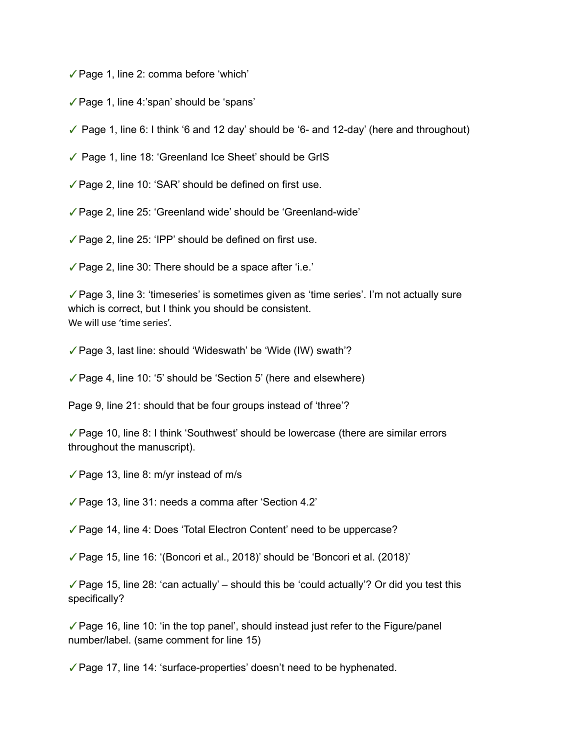✓Page 1, line 2: comma before 'which'

✓Page 1, line 4:'span' should be 'spans'

✓ Page 1, line 6: I think '6 and 12 day' should be '6- and 12-day' (here and throughout)

✓ Page 1, line 18: 'Greenland Ice Sheet' should be GrIS

✓Page 2, line 10: 'SAR' should be defined on first use.

✓Page 2, line 25: 'Greenland wide' should be 'Greenland-wide'

✓Page 2, line 25: 'IPP' should be defined on first use.

✓Page 2, line 30: There should be a space after 'i.e.'

✓Page 3, line 3: 'timeseries' is sometimes given as 'time series'. I'm not actually sure which is correct, but I think you should be consistent.
We will use 'time series'.

✓Page 3, last line: should 'Wideswath' be 'Wide (IW) swath'?

✓Page 4, line 10: '5' should be 'Section 5' (here and elsewhere)

Page 9, line 21: should that be four groups instead of 'three'?

✓Page 10, line 8: I think 'Southwest' should be lowercase (there are similar errors throughout the manuscript).

✓Page 13, line 8: m/yr instead of m/s

✓Page 13, line 31: needs a comma after 'Section 4.2'

✓Page 14, line 4: Does 'Total Electron Content' need to be uppercase?

✓Page 15, line 16: '(Boncori et al., 2018)' should be 'Boncori et al. (2018)'

✓Page 15, line 28: 'can actually' – should this be 'could actually'? Or did you test this specifically?

✓Page 16, line 10: 'in the top panel', should instead just refer to the Figure/panel number/label. (same comment for line 15)

✓Page 17, line 14: 'surface-properties' doesn't need to be hyphenated.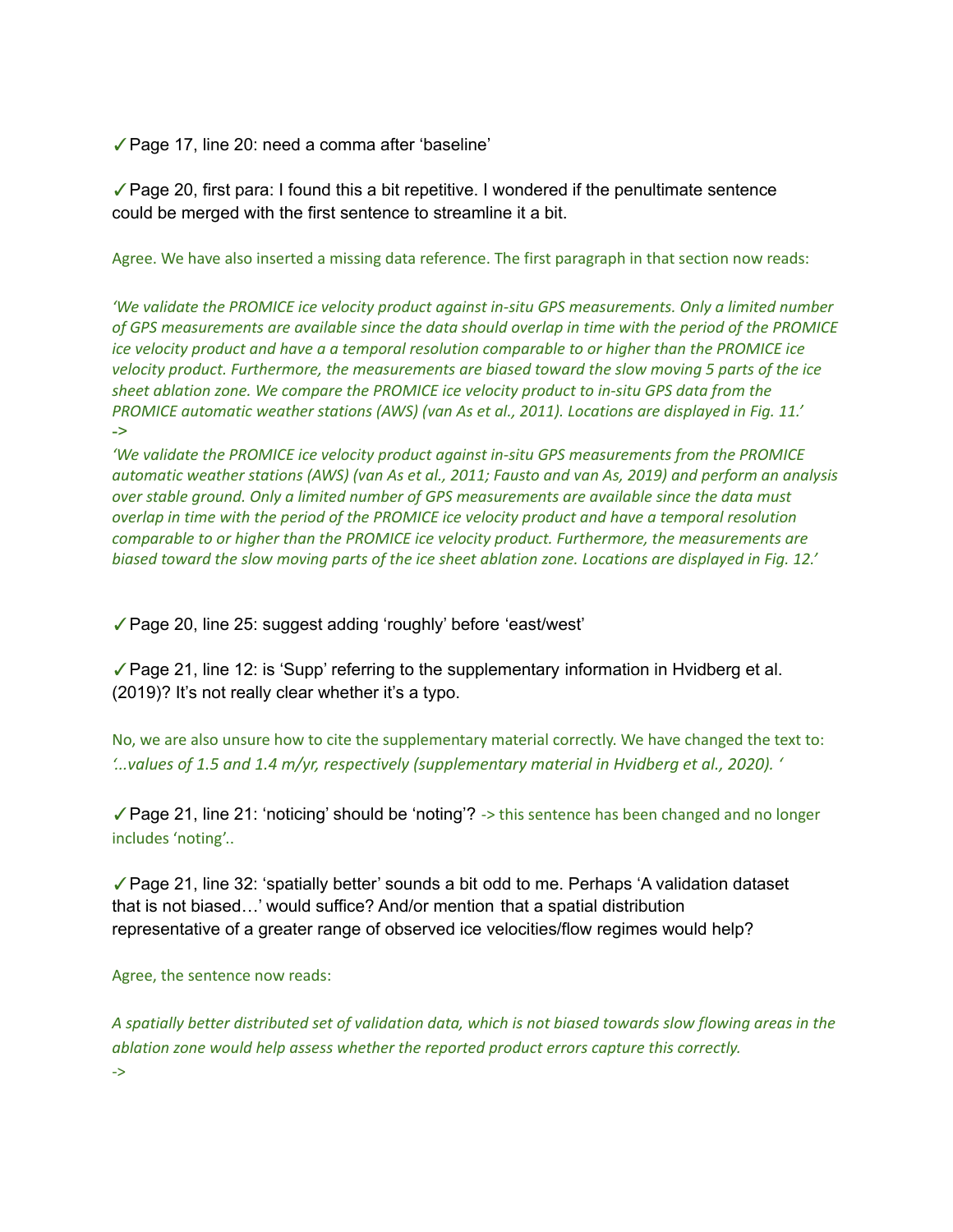✓Page 17, line 20: need a comma after 'baseline'

✓Page 20, first para: I found this a bit repetitive. I wondered if the penultimate sentence could be merged with the first sentence to streamline it a bit.

Agree. We have also inserted a missing data reference. The first paragraph in that section now reads:

*'We validate the PROMICE ice velocity product against in-situ GPS measurements. Only a limited number of GPS measurements are available since the data should overlap in time with the period of the PROMICE ice velocity product and have a a temporal resolution comparable to or higher than the PROMICE ice velocity product. Furthermore, the measurements are biased toward the slow moving 5 parts of the ice sheet ablation zone. We compare the PROMICE ice velocity product to in-situ GPS data from the PROMICE automatic weather stations (AWS) (van As et al., 2011). Locations are displayed in Fig. 11.'*
*->*
*'We validate the PROMICE ice velocity product against in-situ GPS measurements from the PROMICE automatic weather stations (AWS) (van As et al., 2011; Fausto and van As, 2019) and perform an analysis over stable ground. Only a limited number of GPS measurements are available since the data must overlap in time with the period of the PROMICE ice velocity product and have a temporal resolution comparable to or higher than the PROMICE ice velocity product. Furthermore, the measurements are biased toward the slow moving parts of the ice sheet ablation zone. Locations are displayed in Fig. 12.'*

✓Page 20, line 25: suggest adding 'roughly' before 'east/west'

✓Page 21, line 12: is 'Supp' referring to the supplementary information in Hvidberg et al. (2019)? It's not really clear whether it's a typo.

No, we are also unsure how to cite the supplementary material correctly. We have changed the text to: *'...values of 1.5 and 1.4 m/yr, respectively (supplementary material in Hvidberg et al., 2020). '*

✓Page 21, line 21: 'noticing' should be 'noting'? -> this sentence has been changed and no longer includes 'noting'..

✓Page 21, line 32: 'spatially better' sounds a bit odd to me. Perhaps 'A validation dataset that is not biased…' would suffice? And/or mention that a spatial distribution representative of a greater range of observed ice velocities/flow regimes would help?

Agree, the sentence now reads:

*A spatially better distributed set of validation data, which is not biased towards slow flowing areas in the ablation zone would help assess whether the reported product errors capture this correctly.*
*->*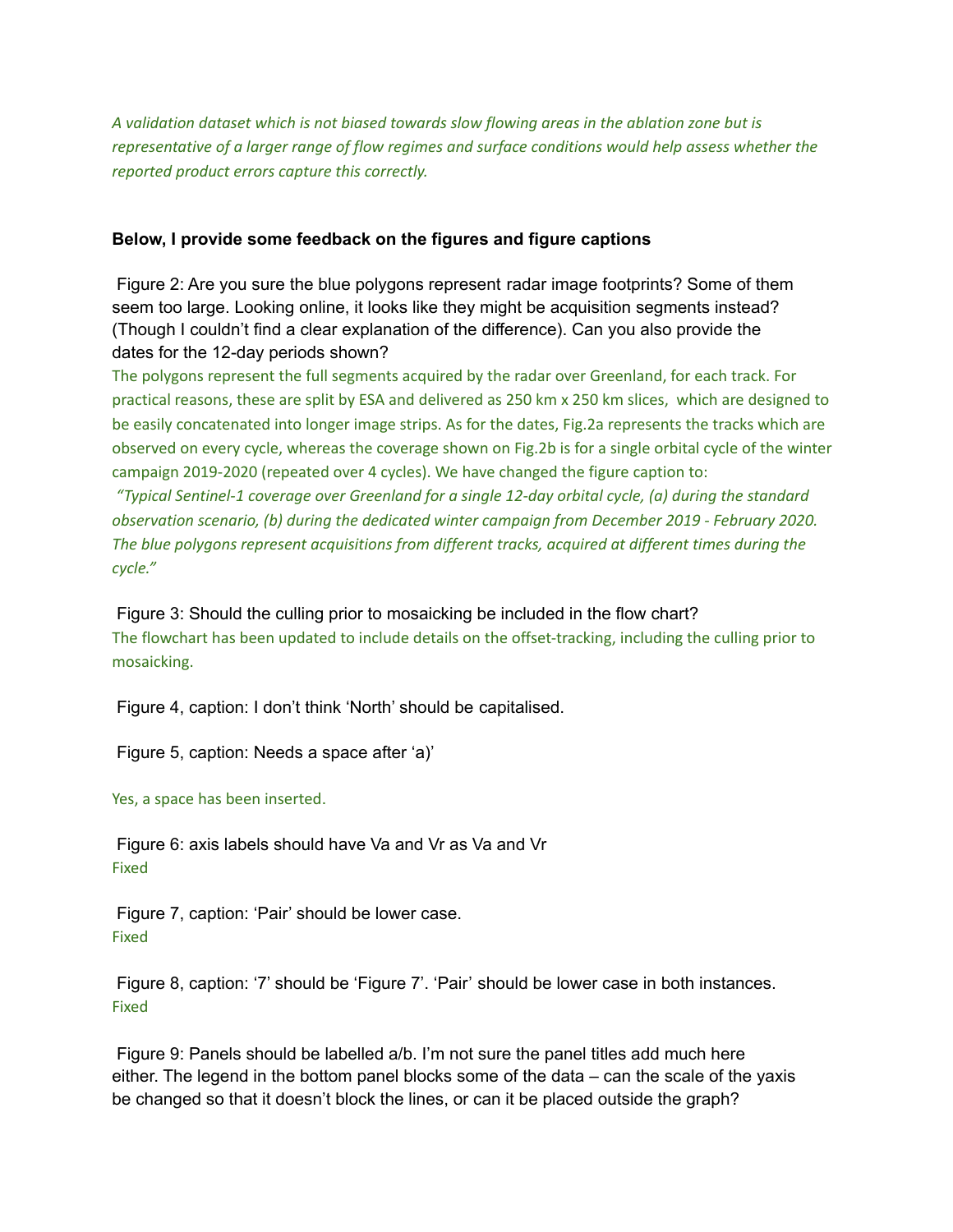*A validation dataset which is not biased towards slow flowing areas in the ablation zone but is representative of a larger range of flow regimes and surface conditions would help assess whether the reported product errors capture this correctly.*

**Below, I provide some feedback on the figures and figure captions**

Figure 2: Are you sure the blue polygons represent radar image footprints? Some of them seem too large. Looking online, it looks like they might be acquisition segments instead? (Though I couldn't find a clear explanation of the difference). Can you also provide the dates for the 12-day periods shown?

The polygons represent the full segments acquired by the radar over Greenland, for each track. For practical reasons, these are split by ESA and delivered as 250 km x 250 km slices, which are designed to be easily concatenated into longer image strips. As for the dates, Fig.2a represents the tracks which are observed on every cycle, whereas the coverage shown on Fig.2b is for a single orbital cycle of the winter campaign 2019-2020 (repeated over 4 cycles). We have changed the figure caption to:

*"Typical Sentinel-1 coverage over Greenland for a single 12-day orbital cycle, (a) during the standard observation scenario, (b) during the dedicated winter campaign from December 2019 - February 2020. The blue polygons represent acquisitions from different tracks, acquired at different times during the cycle."*

Figure 3: Should the culling prior to mosaicking be included in the flow chart?

The flowchart has been updated to include details on the offset-tracking, including the culling prior to mosaicking.

Figure 4, caption: I don't think 'North' should be capitalised.

Figure 5, caption: Needs a space after 'a)'

Yes, a space has been inserted.

Figure 6: axis labels should have Va and Vr as Va and Vr

Fixed

Figure 7, caption: 'Pair' should be lower case.

Fixed

Figure 8, caption: '7' should be 'Figure 7'. 'Pair' should be lower case in both instances.

Fixed

Figure 9: Panels should be labelled a/b. I'm not sure the panel titles add much here either. The legend in the bottom panel blocks some of the data – can the scale of the yaxis be changed so that it doesn't block the lines, or can it be placed outside the graph?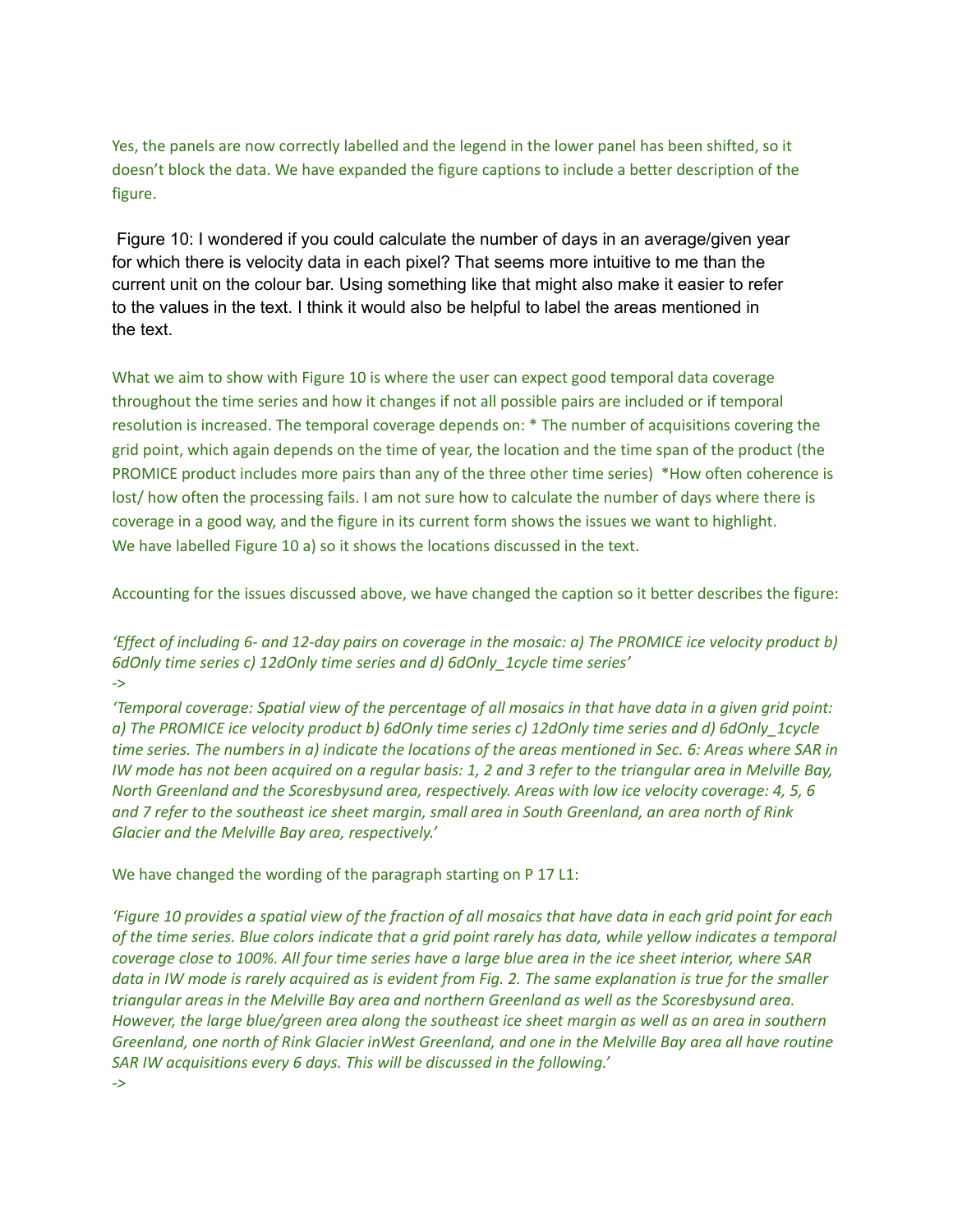Yes, the panels are now correctly labelled and the legend in the lower panel has been shifted, so it doesn't block the data. We have expanded the figure captions to include a better description of the figure.

Figure 10: I wondered if you could calculate the number of days in an average/given year for which there is velocity data in each pixel? That seems more intuitive to me than the current unit on the colour bar. Using something like that might also make it easier to refer to the values in the text. I think it would also be helpful to label the areas mentioned in the text.

What we aim to show with Figure 10 is where the user can expect good temporal data coverage throughout the time series and how it changes if not all possible pairs are included or if temporal resolution is increased. The temporal coverage depends on: * The number of acquisitions covering the grid point, which again depends on the time of year, the location and the time span of the product (the PROMICE product includes more pairs than any of the three other time series) *How often coherence is lost/ how often the processing fails. I am not sure how to calculate the number of days where there is coverage in a good way, and the figure in its current form shows the issues we want to highlight.
We have labelled Figure 10 a) so it shows the locations discussed in the text.

Accounting for the issues discussed above, we have changed the caption so it better describes the figure:

*'Effect of including 6- and 12-day pairs on coverage in the mosaic: a) The PROMICE ice velocity product b) 6dOnly time series c) 12dOnly time series and d) 6dOnly_1cycle time series'*
*->*
*'Temporal coverage: Spatial view of the percentage of all mosaics in that have data in a given grid point: a) The PROMICE ice velocity product b) 6dOnly time series c) 12dOnly time series and d) 6dOnly_1cycle time series. The numbers in a) indicate the locations of the areas mentioned in Sec. 6: Areas where SAR in IW mode has not been acquired on a regular basis: 1, 2 and 3 refer to the triangular area in Melville Bay, North Greenland and the Scoresbysund area, respectively. Areas with low ice velocity coverage: 4, 5, 6 and 7 refer to the southeast ice sheet margin, small area in South Greenland, an area north of Rink Glacier and the Melville Bay area, respectively.'*

We have changed the wording of the paragraph starting on P 17 L1:

*'Figure 10 provides a spatial view of the fraction of all mosaics that have data in each grid point for each of the time series. Blue colors indicate that a grid point rarely has data, while yellow indicates a temporal coverage close to 100%. All four time series have a large blue area in the ice sheet interior, where SAR data in IW mode is rarely acquired as is evident from Fig. 2. The same explanation is true for the smaller triangular areas in the Melville Bay area and northern Greenland as well as the Scoresbysund area. However, the large blue/green area along the southeast ice sheet margin as well as an area in southern Greenland, one north of Rink Glacier inWest Greenland, and one in the Melville Bay area all have routine SAR IW acquisitions every 6 days. This will be discussed in the following.'*
*->*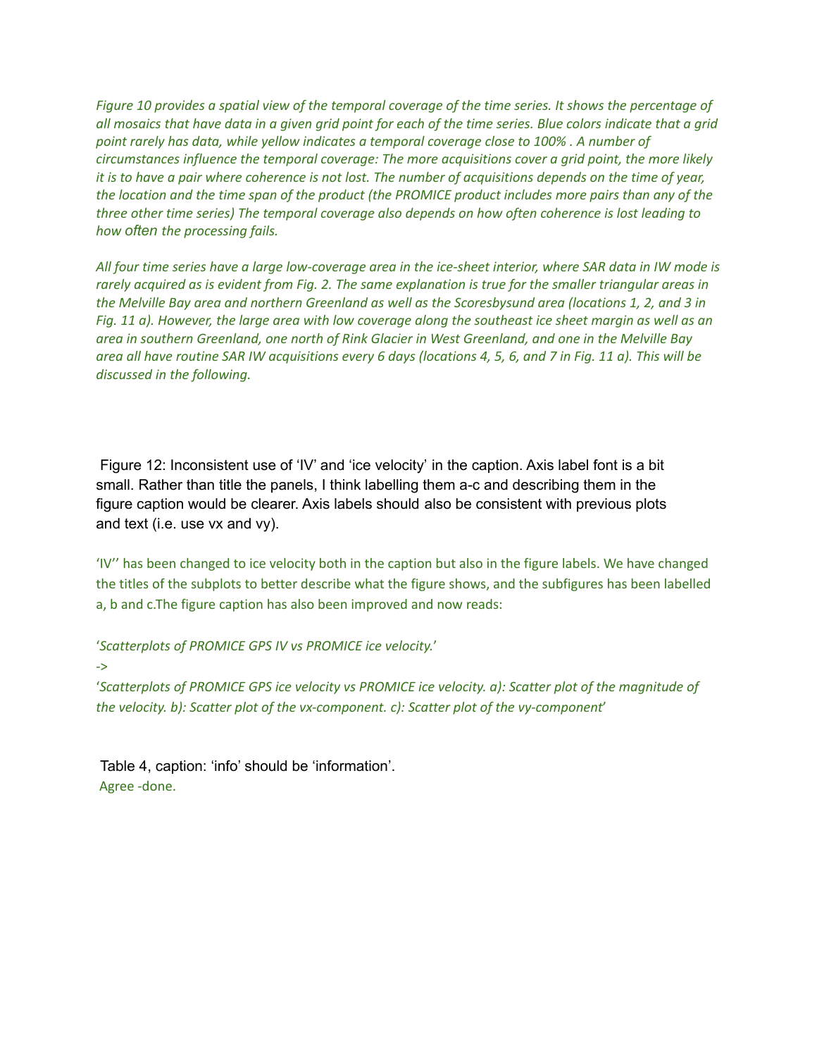*Figure 10 provides a spatial view of the temporal coverage of the time series. It shows the percentage of all mosaics that have data in a given grid point for each of the time series. Blue colors indicate that a grid point rarely has data, while yellow indicates a temporal coverage close to 100% . A number of circumstances influence the temporal coverage: The more acquisitions cover a grid point, the more likely it is to have a pair where coherence is not lost. The number of acquisitions depends on the time of year, the location and the time span of the product (the PROMICE product includes more pairs than any of the three other time series) The temporal coverage also depends on how often coherence is lost leading to how often the processing fails.*

*All four time series have a large low-coverage area in the ice-sheet interior, where SAR data in IW mode is rarely acquired as is evident from Fig. 2. The same explanation is true for the smaller triangular areas in the Melville Bay area and northern Greenland as well as the Scoresbysund area (locations 1, 2, and 3 in Fig. 11 a). However, the large area with low coverage along the southeast ice sheet margin as well as an area in southern Greenland, one north of Rink Glacier in West Greenland, and one in the Melville Bay area all have routine SAR IW acquisitions every 6 days (locations 4, 5, 6, and 7 in Fig. 11 a). This will be discussed in the following.*

Figure 12: Inconsistent use of 'IV' and 'ice velocity' in the caption. Axis label font is a bit small. Rather than title the panels, I think labelling them a-c and describing them in the figure caption would be clearer. Axis labels should also be consistent with previous plots and text (i.e. use vx and vy).

'IV'' has been changed to ice velocity both in the caption but also in the figure labels. We have changed the titles of the subplots to better describe what the figure shows, and the subfigures has been labelled a, b and c.The figure caption has also been improved and now reads:

'*Scatterplots of PROMICE GPS IV vs PROMICE ice velocity.*'

*->*

'*Scatterplots of PROMICE GPS ice velocity vs PROMICE ice velocity. a): Scatter plot of the magnitude of the velocity. b): Scatter plot of the vx-component. c): Scatter plot of the vy-component*'

Table 4, caption: 'info' should be 'information'.

Agree -done.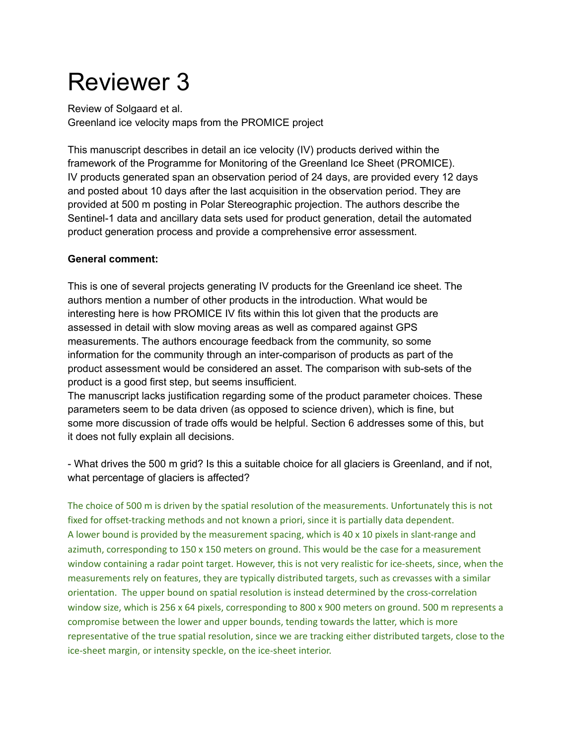# Reviewer 3

Review of Solgaard et al.
Greenland ice velocity maps from the PROMICE project

This manuscript describes in detail an ice velocity (IV) products derived within the framework of the Programme for Monitoring of the Greenland Ice Sheet (PROMICE). IV products generated span an observation period of 24 days, are provided every 12 days and posted about 10 days after the last acquisition in the observation period. They are provided at 500 m posting in Polar Stereographic projection. The authors describe the Sentinel-1 data and ancillary data sets used for product generation, detail the automated product generation process and provide a comprehensive error assessment.

**General comment:**

This is one of several projects generating IV products for the Greenland ice sheet. The authors mention a number of other products in the introduction. What would be interesting here is how PROMICE IV fits within this lot given that the products are assessed in detail with slow moving areas as well as compared against GPS measurements. The authors encourage feedback from the community, so some information for the community through an inter-comparison of products as part of the product assessment would be considered an asset. The comparison with sub-sets of the product is a good first step, but seems insufficient.
The manuscript lacks justification regarding some of the product parameter choices. These parameters seem to be data driven (as opposed to science driven), which is fine, but some more discussion of trade offs would be helpful. Section 6 addresses some of this, but it does not fully explain all decisions.

- What drives the 500 m grid? Is this a suitable choice for all glaciers is Greenland, and if not, what percentage of glaciers is affected?

The choice of 500 m is driven by the spatial resolution of the measurements. Unfortunately this is not fixed for offset-tracking methods and not known a priori, since it is partially data dependent. A lower bound is provided by the measurement spacing, which is 40 x 10 pixels in slant-range and azimuth, corresponding to 150 x 150 meters on ground. This would be the case for a measurement window containing a radar point target. However, this is not very realistic for ice-sheets, since, when the measurements rely on features, they are typically distributed targets, such as crevasses with a similar orientation. The upper bound on spatial resolution is instead determined by the cross-correlation window size, which is 256 x 64 pixels, corresponding to 800 x 900 meters on ground. 500 m represents a compromise between the lower and upper bounds, tending towards the latter, which is more representative of the true spatial resolution, since we are tracking either distributed targets, close to the ice-sheet margin, or intensity speckle, on the ice-sheet interior.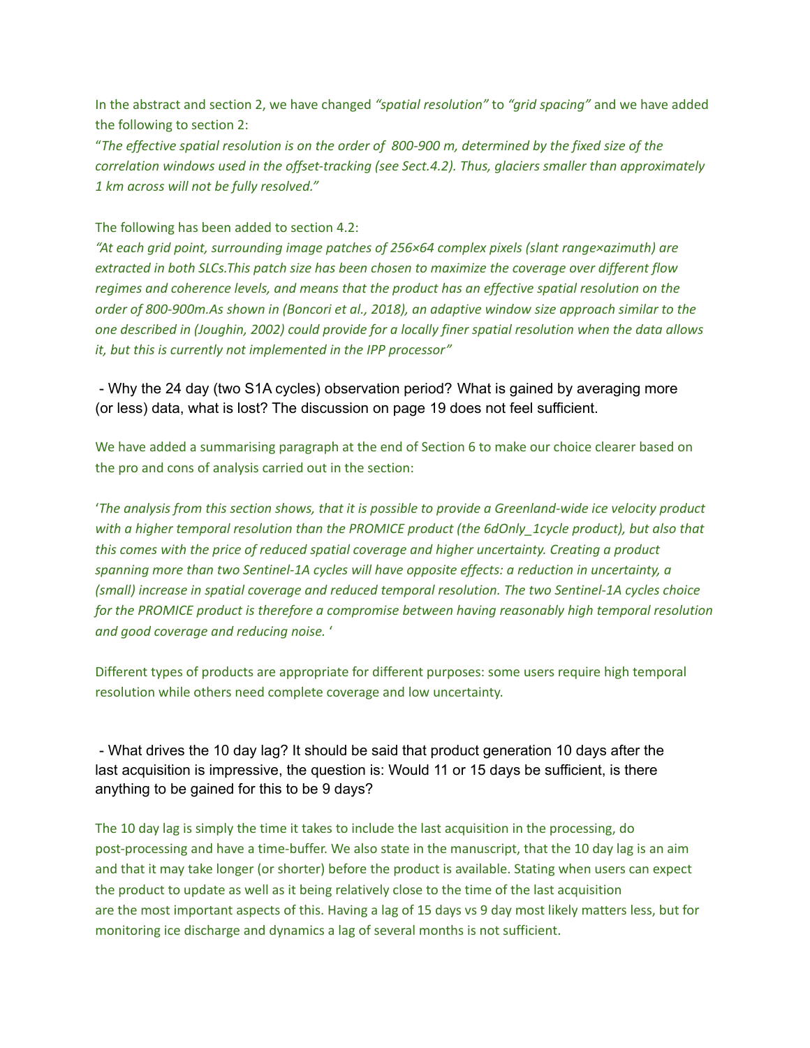In the abstract and section 2, we have changed *"spatial resolution"* to *"grid spacing"* and we have added the following to section 2:

"*The effective spatial resolution is on the order of 800-900 m, determined by the fixed size of the correlation windows used in the offset-tracking (see Sect.4.2). Thus, glaciers smaller than approximately 1 km across will not be fully resolved."*

The following has been added to section 4.2:

*"At each grid point, surrounding image patches of 256×64 complex pixels (slant range×azimuth) are extracted in both SLCs.This patch size has been chosen to maximize the coverage over different flow regimes and coherence levels, and means that the product has an effective spatial resolution on the order of 800-900m.As shown in (Boncori et al., 2018), an adaptive window size approach similar to the one described in (Joughin, 2002) could provide for a locally finer spatial resolution when the data allows it, but this is currently not implemented in the IPP processor"*

- Why the 24 day (two S1A cycles) observation period? What is gained by averaging more (or less) data, what is lost? The discussion on page 19 does not feel sufficient.

We have added a summarising paragraph at the end of Section 6 to make our choice clearer based on the pro and cons of analysis carried out in the section:

'*The analysis from this section shows, that it is possible to provide a Greenland-wide ice velocity product with a higher temporal resolution than the PROMICE product (the 6dOnly_1cycle product), but also that this comes with the price of reduced spatial coverage and higher uncertainty. Creating a product spanning more than two Sentinel-1A cycles will have opposite effects: a reduction in uncertainty, a (small) increase in spatial coverage and reduced temporal resolution. The two Sentinel-1A cycles choice for the PROMICE product is therefore a compromise between having reasonably high temporal resolution and good coverage and reducing noise.* '

Different types of products are appropriate for different purposes: some users require high temporal resolution while others need complete coverage and low uncertainty.

- What drives the 10 day lag? It should be said that product generation 10 days after the last acquisition is impressive, the question is: Would 11 or 15 days be sufficient, is there anything to be gained for this to be 9 days?

The 10 day lag is simply the time it takes to include the last acquisition in the processing, do post-processing and have a time-buffer. We also state in the manuscript, that the 10 day lag is an aim and that it may take longer (or shorter) before the product is available. Stating when users can expect the product to update as well as it being relatively close to the time of the last acquisition are the most important aspects of this. Having a lag of 15 days vs 9 day most likely matters less, but for monitoring ice discharge and dynamics a lag of several months is not sufficient.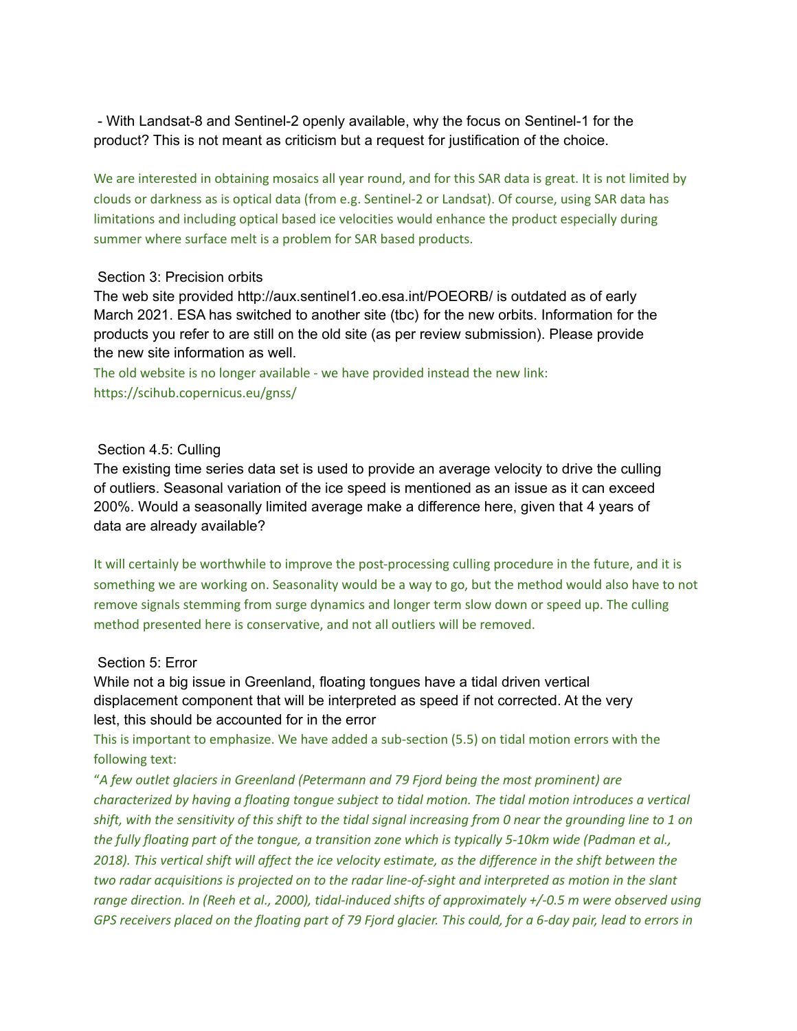- With Landsat-8 and Sentinel-2 openly available, why the focus on Sentinel-1 for the product? This is not meant as criticism but a request for justification of the choice.

We are interested in obtaining mosaics all year round, and for this SAR data is great. It is not limited by clouds or darkness as is optical data (from e.g. Sentinel-2 or Landsat). Of course, using SAR data has limitations and including optical based ice velocities would enhance the product especially during summer where surface melt is a problem for SAR based products.

Section 3: Precision orbits

The web site provided http://aux.sentinel1.eo.esa.int/POEORB/ is outdated as of early March 2021. ESA has switched to another site (tbc) for the new orbits. Information for the products you refer to are still on the old site (as per review submission). Please provide the new site information as well.

The old website is no longer available - we have provided instead the new link: https://scihub.copernicus.eu/gnss/

Section 4.5: Culling

The existing time series data set is used to provide an average velocity to drive the culling of outliers. Seasonal variation of the ice speed is mentioned as an issue as it can exceed 200%. Would a seasonally limited average make a difference here, given that 4 years of data are already available?

It will certainly be worthwhile to improve the post-processing culling procedure in the future, and it is something we are working on. Seasonality would be a way to go, but the method would also have to not remove signals stemming from surge dynamics and longer term slow down or speed up. The culling method presented here is conservative, and not all outliers will be removed.

Section 5: Error

While not a big issue in Greenland, floating tongues have a tidal driven vertical displacement component that will be interpreted as speed if not corrected. At the very lest, this should be accounted for in the error

This is important to emphasize. We have added a sub-section (5.5) on tidal motion errors with the following text:

"*A few outlet glaciers in Greenland (Petermann and 79 Fjord being the most prominent) are characterized by having a floating tongue subject to tidal motion. The tidal motion introduces a vertical shift, with the sensitivity of this shift to the tidal signal increasing from 0 near the grounding line to 1 on the fully floating part of the tongue, a transition zone which is typically 5-10km wide (Padman et al., 2018). This vertical shift will affect the ice velocity estimate, as the difference in the shift between the two radar acquisitions is projected on to the radar line-of-sight and interpreted as motion in the slant range direction. In (Reeh et al., 2000), tidal-induced shifts of approximately +/-0.5 m were observed using GPS receivers placed on the floating part of 79 Fjord glacier. This could, for a 6-day pair, lead to errors in*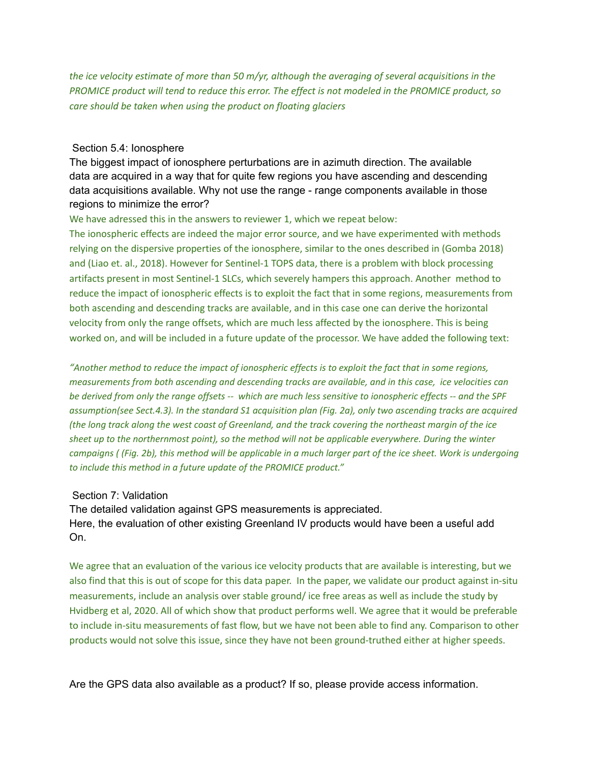*the ice velocity estimate of more than 50 m/yr, although the averaging of several acquisitions in the PROMICE product will tend to reduce this error. The effect is not modeled in the PROMICE product, so care should be taken when using the product on floating glaciers*

Section 5.4: Ionosphere

The biggest impact of ionosphere perturbations are in azimuth direction. The available data are acquired in a way that for quite few regions you have ascending and descending data acquisitions available. Why not use the range - range components available in those regions to minimize the error?

We have adressed this in the answers to reviewer 1, which we repeat below:

The ionospheric effects are indeed the major error source, and we have experimented with methods relying on the dispersive properties of the ionosphere, similar to the ones described in (Gomba 2018) and (Liao et. al., 2018). However for Sentinel-1 TOPS data, there is a problem with block processing artifacts present in most Sentinel-1 SLCs, which severely hampers this approach. Another method to reduce the impact of ionospheric effects is to exploit the fact that in some regions, measurements from both ascending and descending tracks are available, and in this case one can derive the horizontal velocity from only the range offsets, which are much less affected by the ionosphere. This is being worked on, and will be included in a future update of the processor. We have added the following text:

*"Another method to reduce the impact of ionospheric effects is to exploit the fact that in some regions, measurements from both ascending and descending tracks are available, and in this case, ice velocities can be derived from only the range offsets -- which are much less sensitive to ionospheric effects -- and the SPF assumption(see Sect.4.3). In the standard S1 acquisition plan (Fig. 2a), only two ascending tracks are acquired (the long track along the west coast of Greenland, and the track covering the northeast margin of the ice sheet up to the northernmost point), so the method will not be applicable everywhere. During the winter campaigns ( (Fig. 2b), this method will be applicable in a much larger part of the ice sheet. Work is undergoing to include this method in a future update of the PROMICE product."*

Section 7: Validation

The detailed validation against GPS measurements is appreciated.
Here, the evaluation of other existing Greenland IV products would have been a useful add On.

We agree that an evaluation of the various ice velocity products that are available is interesting, but we also find that this is out of scope for this data paper. In the paper, we validate our product against in-situ measurements, include an analysis over stable ground/ ice free areas as well as include the study by Hvidberg et al, 2020. All of which show that product performs well. We agree that it would be preferable to include in-situ measurements of fast flow, but we have not been able to find any. Comparison to other products would not solve this issue, since they have not been ground-truthed either at higher speeds.

Are the GPS data also available as a product? If so, please provide access information.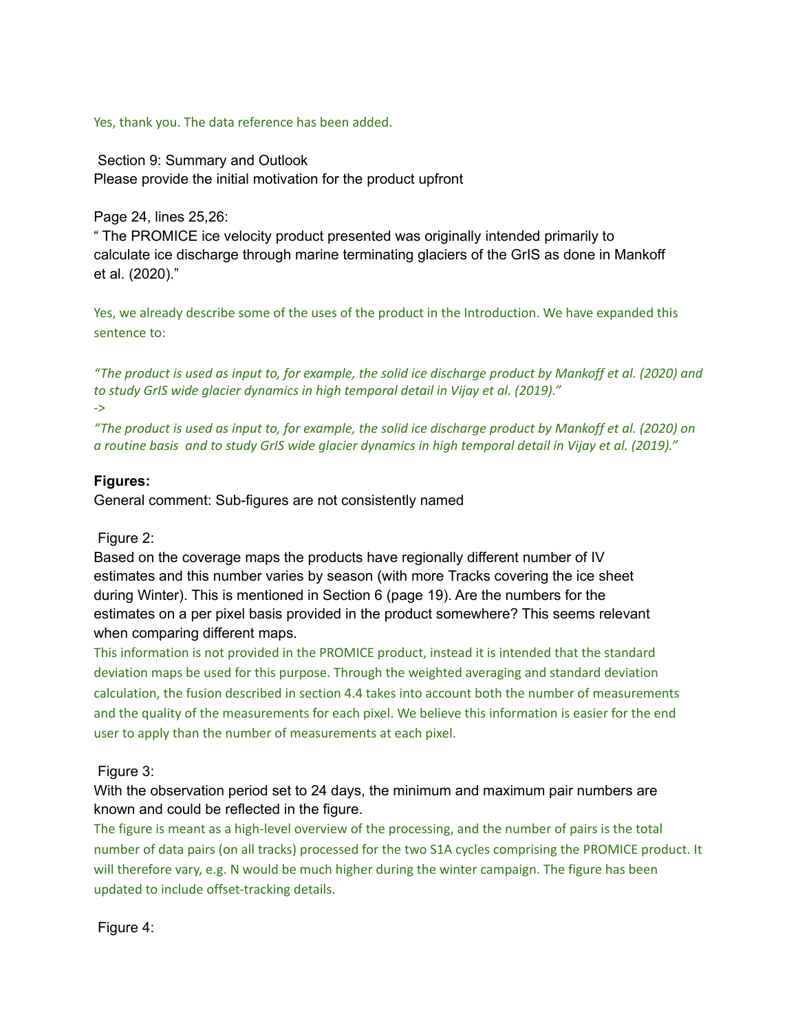Yes, thank you. The data reference has been added.

Section 9: Summary and Outlook

Please provide the initial motivation for the product upfront

Page 24, lines 25,26:

" The PROMICE ice velocity product presented was originally intended primarily to calculate ice discharge through marine terminating glaciers of the GrIS as done in Mankoff et al. (2020)."

Yes, we already describe some of the uses of the product in the Introduction. We have expanded this sentence to:

*"The product is used as input to, for example, the solid ice discharge product by Mankoff et al. (2020) and to study GrIS wide glacier dynamics in high temporal detail in Vijay et al. (2019)."*

*->*

*"The product is used as input to, for example, the solid ice discharge product by Mankoff et al. (2020) on a routine basis and to study GrIS wide glacier dynamics in high temporal detail in Vijay et al. (2019)."*

**Figures:**

General comment: Sub-figures are not consistently named

Figure 2:

Based on the coverage maps the products have regionally different number of IV estimates and this number varies by season (with more Tracks covering the ice sheet during Winter). This is mentioned in Section 6 (page 19). Are the numbers for the estimates on a per pixel basis provided in the product somewhere? This seems relevant when comparing different maps.

This information is not provided in the PROMICE product, instead it is intended that the standard deviation maps be used for this purpose. Through the weighted averaging and standard deviation calculation, the fusion described in section 4.4 takes into account both the number of measurements and the quality of the measurements for each pixel. We believe this information is easier for the end user to apply than the number of measurements at each pixel.

Figure 3:

With the observation period set to 24 days, the minimum and maximum pair numbers are known and could be reflected in the figure.

The figure is meant as a high-level overview of the processing, and the number of pairs is the total number of data pairs (on all tracks) processed for the two S1A cycles comprising the PROMICE product. It will therefore vary, e.g. N would be much higher during the winter campaign. The figure has been updated to include offset-tracking details.

Figure 4: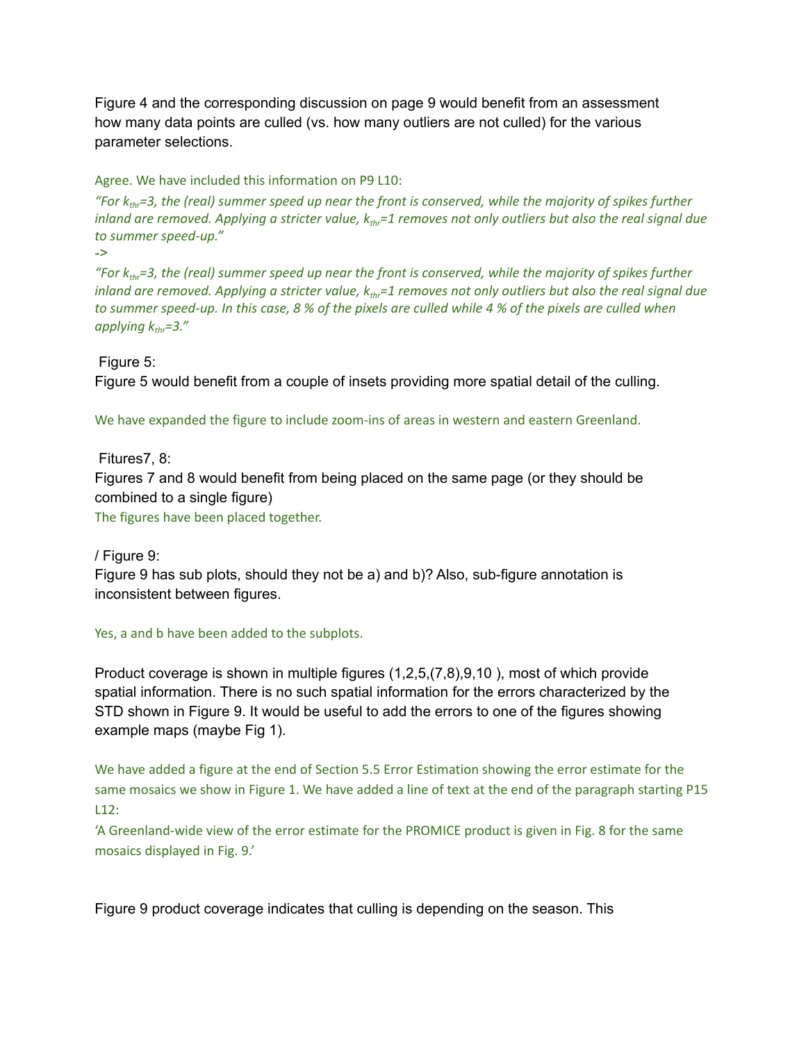Figure 4 and the corresponding discussion on page 9 would benefit from an assessment how many data points are culled (vs. how many outliers are not culled) for the various parameter selections.

Agree. We have included this information on P9 L10:

*"For $k_{thr}$=3, the (real) summer speed up near the front is conserved, while the majority of spikes further inland are removed. Applying a stricter value, $k_{thr}$=1 removes not only outliers but also the real signal due to summer speed-up."*

*->*

*"For $k_{thr}$=3, the (real) summer speed up near the front is conserved, while the majority of spikes further inland are removed. Applying a stricter value, $k_{thr}$=1 removes not only outliers but also the real signal due to summer speed-up. In this case, 8 % of the pixels are culled while 4 % of the pixels are culled when applying $k_{thr}$=3."*

Figure 5:

Figure 5 would benefit from a couple of insets providing more spatial detail of the culling.

We have expanded the figure to include zoom-ins of areas in western and eastern Greenland.

Fitures7, 8:

Figures 7 and 8 would benefit from being placed on the same page (or they should be combined to a single figure)

The figures have been placed together.

/ Figure 9:

Figure 9 has sub plots, should they not be a) and b)? Also, sub-figure annotation is inconsistent between figures.

Yes, a and b have been added to the subplots.

Product coverage is shown in multiple figures (1,2,5,(7,8),9,10 ), most of which provide spatial information. There is no such spatial information for the errors characterized by the STD shown in Figure 9. It would be useful to add the errors to one of the figures showing example maps (maybe Fig 1).

We have added a figure at the end of Section 5.5 Error Estimation showing the error estimate for the same mosaics we show in Figure 1. We have added a line of text at the end of the paragraph starting P15 L12:

'A Greenland-wide view of the error estimate for the PROMICE product is given in Fig. 8 for the same mosaics displayed in Fig. 9.'

Figure 9 product coverage indicates that culling is depending on the season. This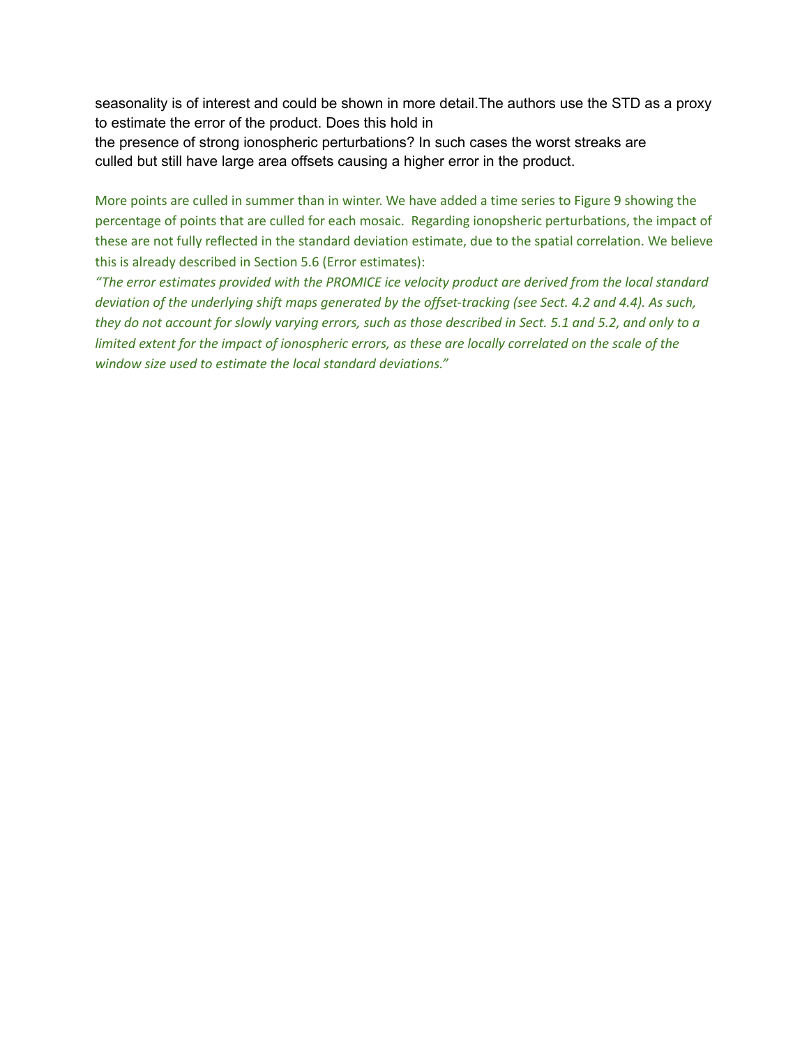seasonality is of interest and could be shown in more detail.The authors use the STD as a proxy to estimate the error of the product. Does this hold in
the presence of strong ionospheric perturbations? In such cases the worst streaks are
culled but still have large area offsets causing a higher error in the product.

More points are culled in summer than in winter. We have added a time series to Figure 9 showing the percentage of points that are culled for each mosaic. Regarding ionopsheric perturbations, the impact of these are not fully reflected in the standard deviation estimate, due to the spatial correlation. We believe this is already described in Section 5.6 (Error estimates):

*"The error estimates provided with the PROMICE ice velocity product are derived from the local standard deviation of the underlying shift maps generated by the offset-tracking (see Sect. 4.2 and 4.4). As such, they do not account for slowly varying errors, such as those described in Sect. 5.1 and 5.2, and only to a limited extent for the impact of ionospheric errors, as these are locally correlated on the scale of the window size used to estimate the local standard deviations."*